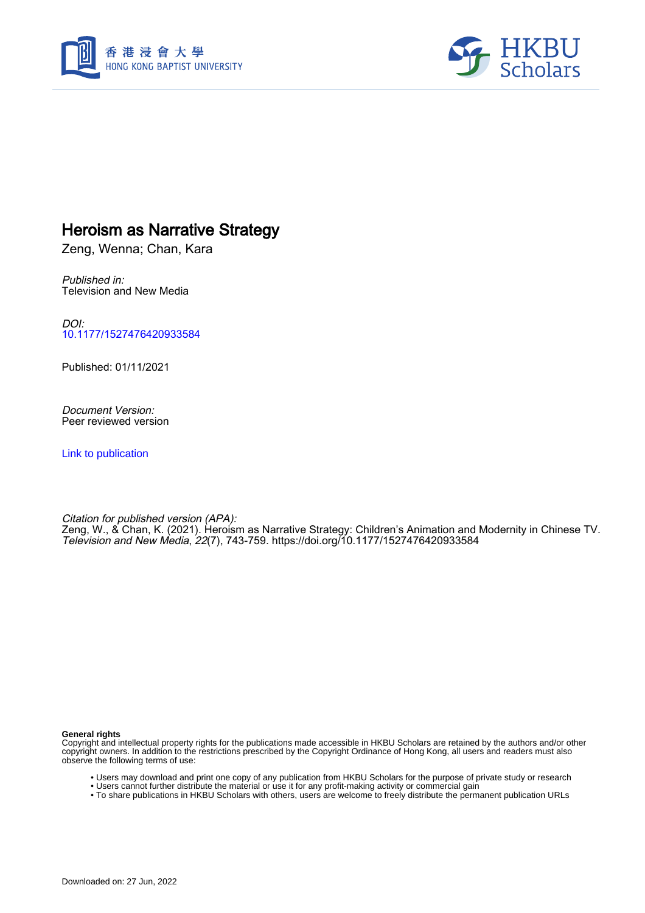# Heroism as Narrative Strategy

Zeng, Wenna; Chan, Kara

*Published in:*
Television and New Media

*DOI:*
10.1177/1527476420933584

Published: 01/11/2021

*Document Version:*
Peer reviewed version

Link to publication

*Citation for published version (APA):*
Zeng, W., & Chan, K. (2021). Heroism as Narrative Strategy: Children's Animation and Modernity in Chinese TV. *Television and New Media*, *22*(7), 743-759. https://doi.org/10.1177/1527476420933584

**General rights**
Copyright and intellectual property rights for the publications made accessible in HKBU Scholars are retained by the authors and/or other copyright owners. In addition to the restrictions prescribed by the Copyright Ordinance of Hong Kong, all users and readers must also observe the following terms of use:

- Users may download and print one copy of any publication from HKBU Scholars for the purpose of private study or research
- Users cannot further distribute the material or use it for any profit-making activity or commercial gain
- To share publications in HKBU Scholars with others, users are welcome to freely distribute the permanent publication URLs

Downloaded on: 27 Jun, 2022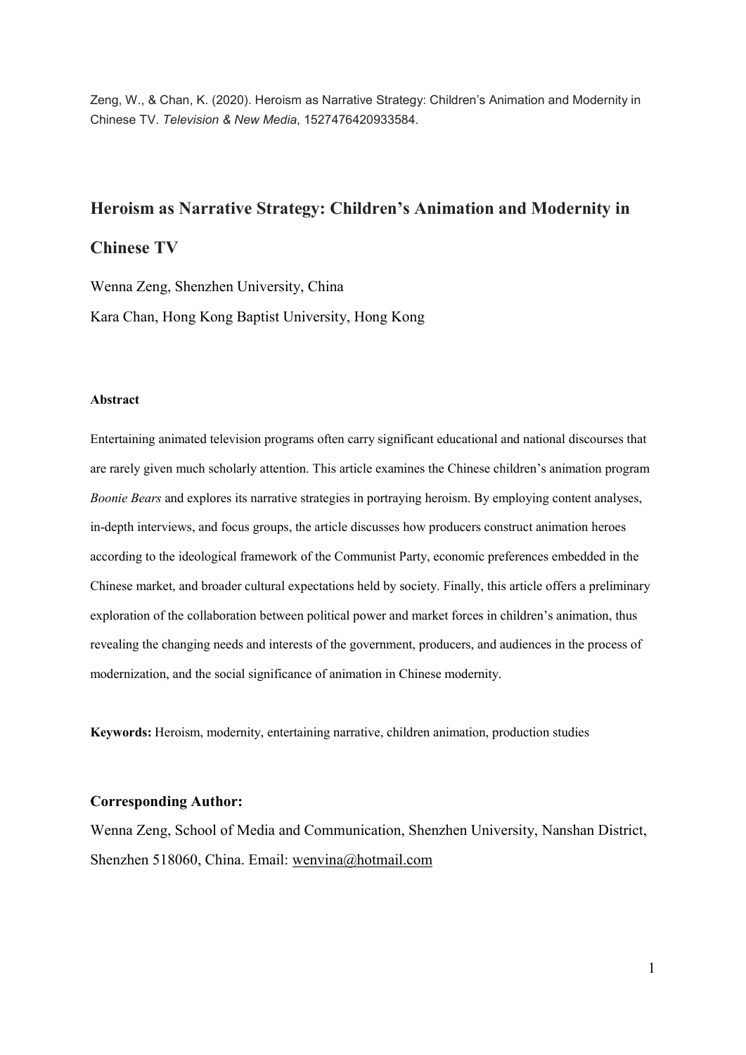Zeng, W., & Chan, K. (2020). Heroism as Narrative Strategy: Children's Animation and Modernity in Chinese TV. *Television & New Media*, 1527476420933584.

# Heroism as Narrative Strategy: Children's Animation and Modernity in Chinese TV

Wenna Zeng, Shenzhen University, China

Kara Chan, Hong Kong Baptist University, Hong Kong

#### Abstract

Entertaining animated television programs often carry significant educational and national discourses that are rarely given much scholarly attention. This article examines the Chinese children's animation program *Boonie Bears* and explores its narrative strategies in portraying heroism. By employing content analyses, in-depth interviews, and focus groups, the article discusses how producers construct animation heroes according to the ideological framework of the Communist Party, economic preferences embedded in the Chinese market, and broader cultural expectations held by society. Finally, this article offers a preliminary exploration of the collaboration between political power and market forces in children's animation, thus revealing the changing needs and interests of the government, producers, and audiences in the process of modernization, and the social significance of animation in Chinese modernity.

**Keywords:** Heroism, modernity, entertaining narrative, children animation, production studies

**Corresponding Author:**

Wenna Zeng, School of Media and Communication, Shenzhen University, Nanshan District, Shenzhen 518060, China. Email: wenvina@hotmail.com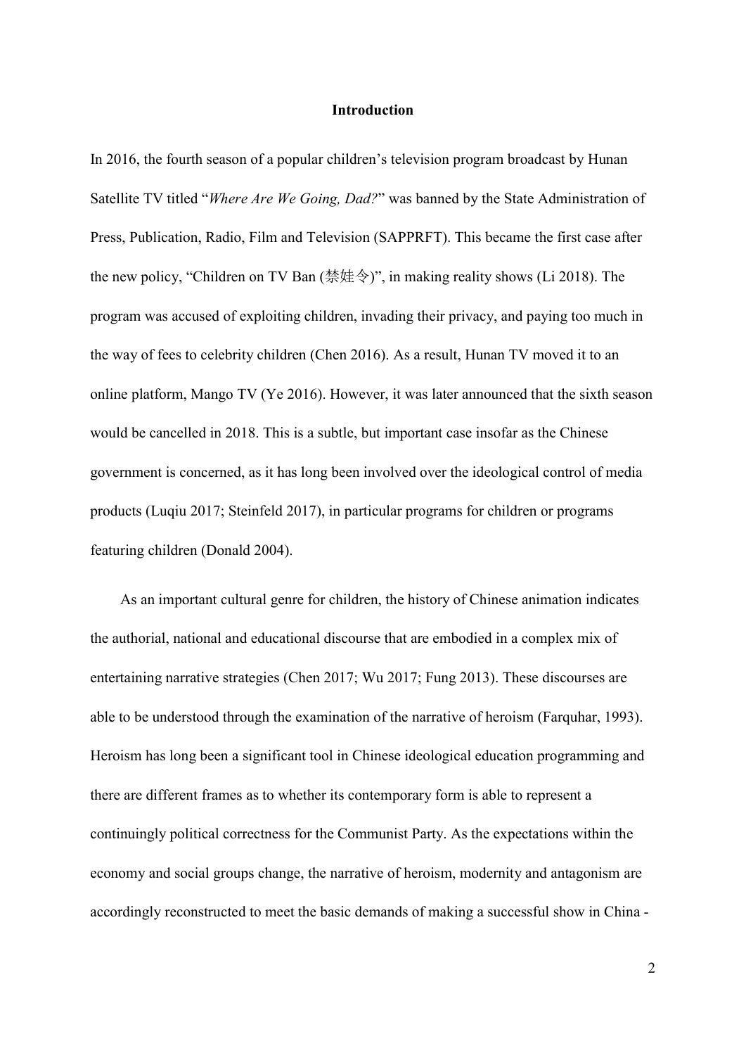## Introduction

In 2016, the fourth season of a popular children's television program broadcast by Hunan Satellite TV titled "*Where Are We Going, Dad?*" was banned by the State Administration of Press, Publication, Radio, Film and Television (SAPPRFT). This became the first case after the new policy, "Children on TV Ban (禁娃令)", in making reality shows (Li 2018). The program was accused of exploiting children, invading their privacy, and paying too much in the way of fees to celebrity children (Chen 2016). As a result, Hunan TV moved it to an online platform, Mango TV (Ye 2016). However, it was later announced that the sixth season would be cancelled in 2018. This is a subtle, but important case insofar as the Chinese government is concerned, as it has long been involved over the ideological control of media products (Luqiu 2017; Steinfeld 2017), in particular programs for children or programs featuring children (Donald 2004).

As an important cultural genre for children, the history of Chinese animation indicates the authorial, national and educational discourse that are embodied in a complex mix of entertaining narrative strategies (Chen 2017; Wu 2017; Fung 2013). These discourses are able to be understood through the examination of the narrative of heroism (Farquhar, 1993). Heroism has long been a significant tool in Chinese ideological education programming and there are different frames as to whether its contemporary form is able to represent a continuingly political correctness for the Communist Party. As the expectations within the economy and social groups change, the narrative of heroism, modernity and antagonism are accordingly reconstructed to meet the basic demands of making a successful show in China -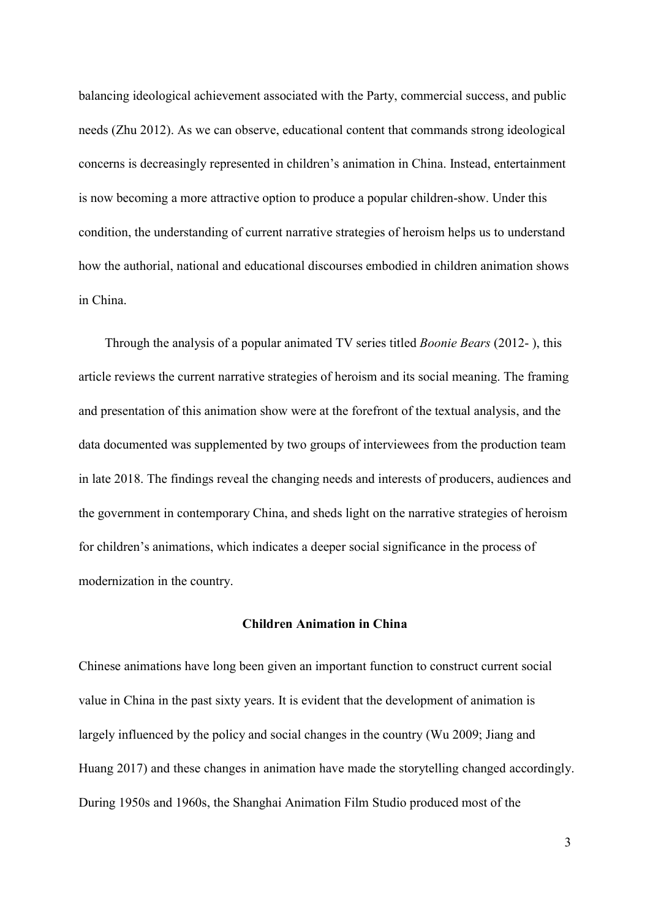balancing ideological achievement associated with the Party, commercial success, and public needs (Zhu 2012). As we can observe, educational content that commands strong ideological concerns is decreasingly represented in children's animation in China. Instead, entertainment is now becoming a more attractive option to produce a popular children-show. Under this condition, the understanding of current narrative strategies of heroism helps us to understand how the authorial, national and educational discourses embodied in children animation shows in China.

Through the analysis of a popular animated TV series titled *Boonie Bears* (2012- ), this article reviews the current narrative strategies of heroism and its social meaning. The framing and presentation of this animation show were at the forefront of the textual analysis, and the data documented was supplemented by two groups of interviewees from the production team in late 2018. The findings reveal the changing needs and interests of producers, audiences and the government in contemporary China, and sheds light on the narrative strategies of heroism for children's animations, which indicates a deeper social significance in the process of modernization in the country.

## Children Animation in China

Chinese animations have long been given an important function to construct current social value in China in the past sixty years. It is evident that the development of animation is largely influenced by the policy and social changes in the country (Wu 2009; Jiang and Huang 2017) and these changes in animation have made the storytelling changed accordingly. During 1950s and 1960s, the Shanghai Animation Film Studio produced most of the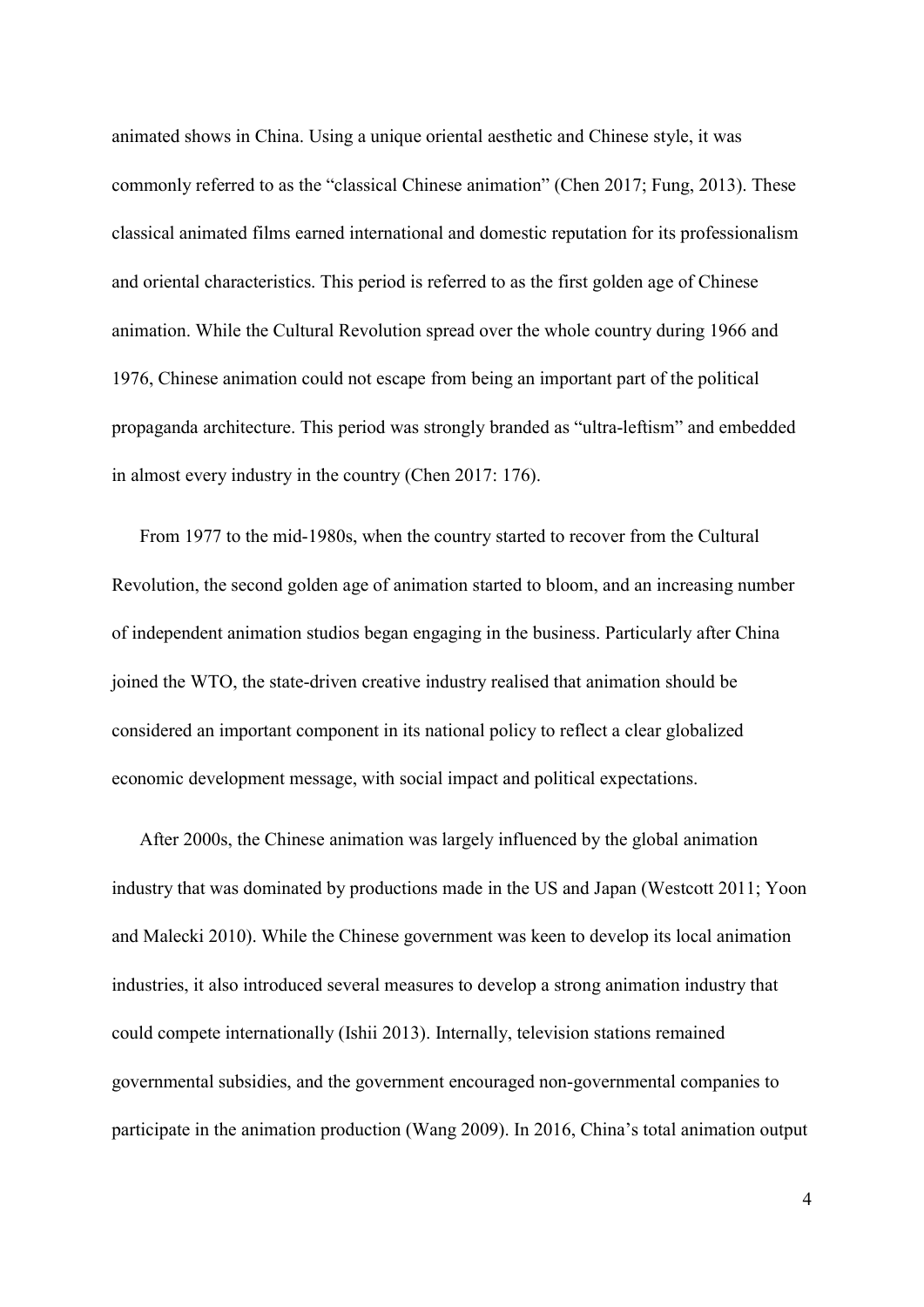animated shows in China. Using a unique oriental aesthetic and Chinese style, it was commonly referred to as the "classical Chinese animation" (Chen 2017; Fung, 2013). These classical animated films earned international and domestic reputation for its professionalism and oriental characteristics. This period is referred to as the first golden age of Chinese animation. While the Cultural Revolution spread over the whole country during 1966 and 1976, Chinese animation could not escape from being an important part of the political propaganda architecture. This period was strongly branded as "ultra-leftism" and embedded in almost every industry in the country (Chen 2017: 176).

From 1977 to the mid-1980s, when the country started to recover from the Cultural Revolution, the second golden age of animation started to bloom, and an increasing number of independent animation studios began engaging in the business. Particularly after China joined the WTO, the state-driven creative industry realised that animation should be considered an important component in its national policy to reflect a clear globalized economic development message, with social impact and political expectations.

After 2000s, the Chinese animation was largely influenced by the global animation industry that was dominated by productions made in the US and Japan (Westcott 2011; Yoon and Malecki 2010). While the Chinese government was keen to develop its local animation industries, it also introduced several measures to develop a strong animation industry that could compete internationally (Ishii 2013). Internally, television stations remained governmental subsidies, and the government encouraged non-governmental companies to participate in the animation production (Wang 2009). In 2016, China's total animation output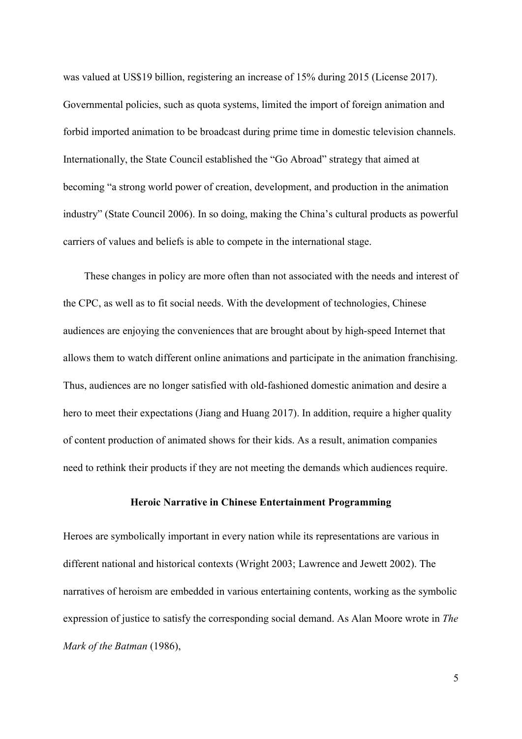was valued at US$19 billion, registering an increase of 15% during 2015 (License 2017). Governmental policies, such as quota systems, limited the import of foreign animation and forbid imported animation to be broadcast during prime time in domestic television channels. Internationally, the State Council established the "Go Abroad" strategy that aimed at becoming "a strong world power of creation, development, and production in the animation industry" (State Council 2006). In so doing, making the China's cultural products as powerful carriers of values and beliefs is able to compete in the international stage.

These changes in policy are more often than not associated with the needs and interest of the CPC, as well as to fit social needs. With the development of technologies, Chinese audiences are enjoying the conveniences that are brought about by high-speed Internet that allows them to watch different online animations and participate in the animation franchising. Thus, audiences are no longer satisfied with old-fashioned domestic animation and desire a hero to meet their expectations (Jiang and Huang 2017). In addition, require a higher quality of content production of animated shows for their kids. As a result, animation companies need to rethink their products if they are not meeting the demands which audiences require.

## Heroic Narrative in Chinese Entertainment Programming

Heroes are symbolically important in every nation while its representations are various in different national and historical contexts (Wright 2003; Lawrence and Jewett 2002). The narratives of heroism are embedded in various entertaining contents, working as the symbolic expression of justice to satisfy the corresponding social demand. As Alan Moore wrote in *The Mark of the Batman* (1986),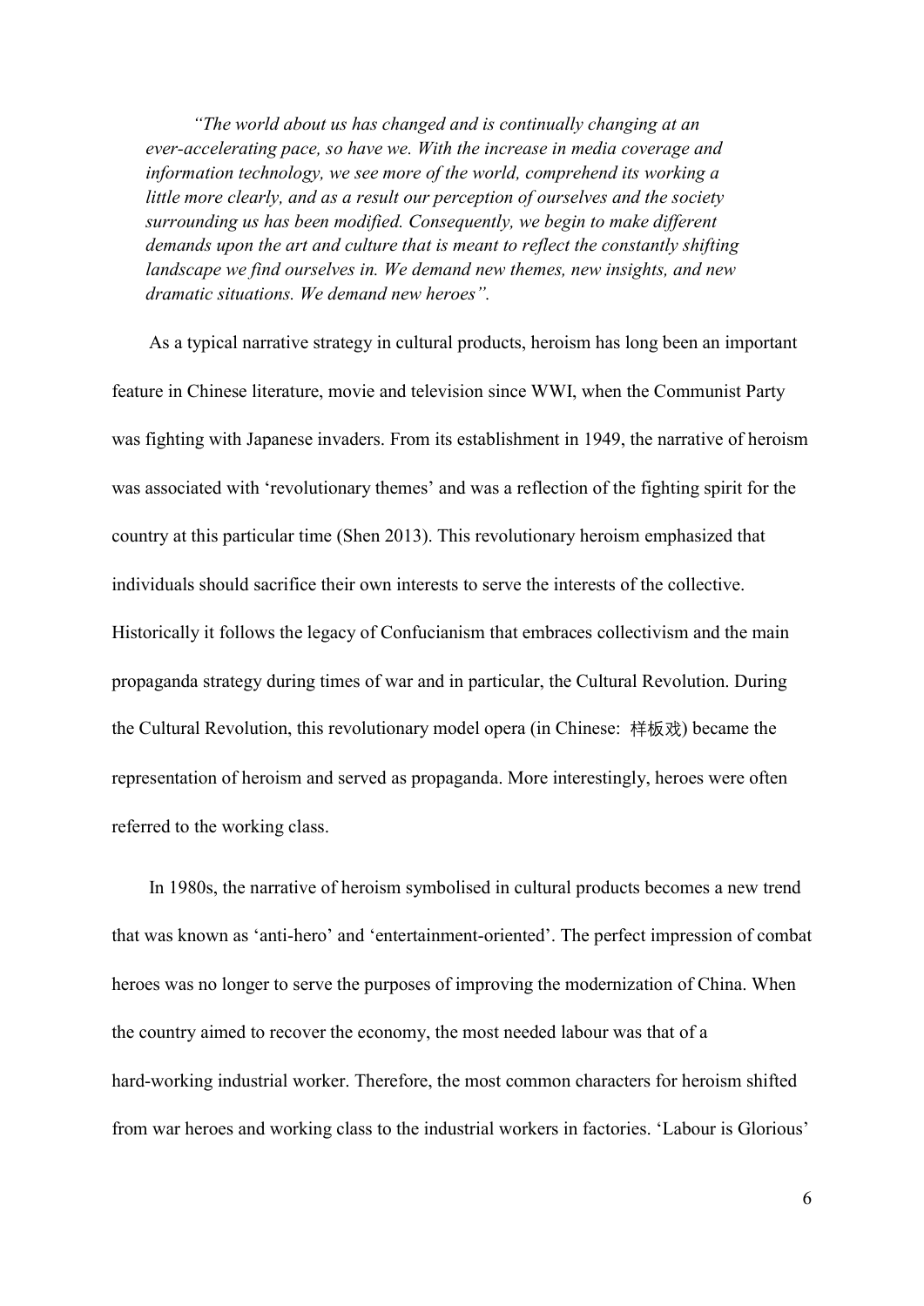*"The world about us has changed and is continually changing at an ever-accelerating pace, so have we. With the increase in media coverage and information technology, we see more of the world, comprehend its working a little more clearly, and as a result our perception of ourselves and the society surrounding us has been modified. Consequently, we begin to make different demands upon the art and culture that is meant to reflect the constantly shifting landscape we find ourselves in. We demand new themes, new insights, and new dramatic situations. We demand new heroes".*

As a typical narrative strategy in cultural products, heroism has long been an important feature in Chinese literature, movie and television since WWI, when the Communist Party was fighting with Japanese invaders. From its establishment in 1949, the narrative of heroism was associated with 'revolutionary themes' and was a reflection of the fighting spirit for the country at this particular time (Shen 2013). This revolutionary heroism emphasized that individuals should sacrifice their own interests to serve the interests of the collective. Historically it follows the legacy of Confucianism that embraces collectivism and the main propaganda strategy during times of war and in particular, the Cultural Revolution. During the Cultural Revolution, this revolutionary model opera (in Chinese: 样板戏) became the representation of heroism and served as propaganda. More interestingly, heroes were often referred to the working class.

In 1980s, the narrative of heroism symbolised in cultural products becomes a new trend that was known as 'anti-hero' and 'entertainment-oriented'. The perfect impression of combat heroes was no longer to serve the purposes of improving the modernization of China. When the country aimed to recover the economy, the most needed labour was that of a hard-working industrial worker. Therefore, the most common characters for heroism shifted from war heroes and working class to the industrial workers in factories. 'Labour is Glorious'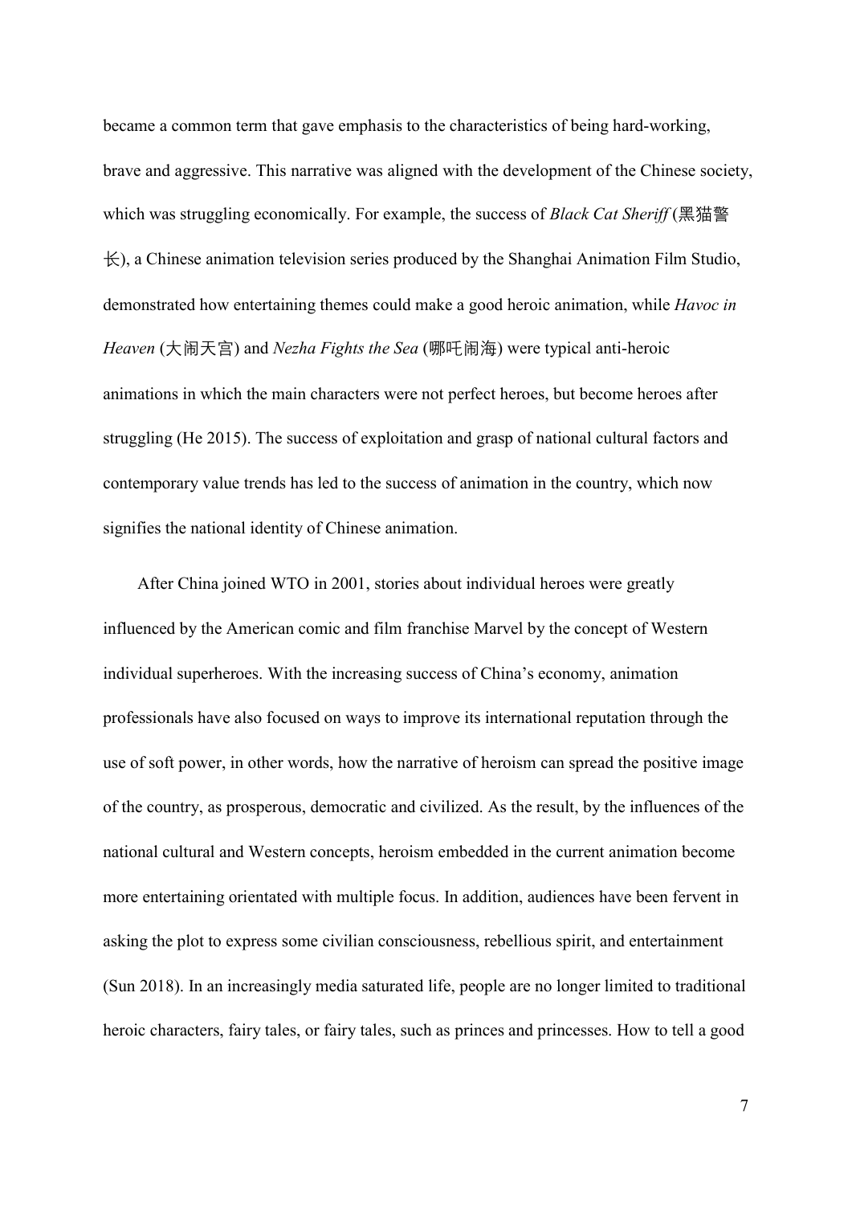became a common term that gave emphasis to the characteristics of being hard-working, brave and aggressive. This narrative was aligned with the development of the Chinese society, which was struggling economically. For example, the success of *Black Cat Sheriff* (黑猫警长), a Chinese animation television series produced by the Shanghai Animation Film Studio, demonstrated how entertaining themes could make a good heroic animation, while *Havoc in Heaven* (大闹天宫) and *Nezha Fights the Sea* (哪吒闹海) were typical anti-heroic animations in which the main characters were not perfect heroes, but become heroes after struggling (He 2015). The success of exploitation and grasp of national cultural factors and contemporary value trends has led to the success of animation in the country, which now signifies the national identity of Chinese animation.

After China joined WTO in 2001, stories about individual heroes were greatly influenced by the American comic and film franchise Marvel by the concept of Western individual superheroes. With the increasing success of China's economy, animation professionals have also focused on ways to improve its international reputation through the use of soft power, in other words, how the narrative of heroism can spread the positive image of the country, as prosperous, democratic and civilized. As the result, by the influences of the national cultural and Western concepts, heroism embedded in the current animation become more entertaining orientated with multiple focus. In addition, audiences have been fervent in asking the plot to express some civilian consciousness, rebellious spirit, and entertainment (Sun 2018). In an increasingly media saturated life, people are no longer limited to traditional heroic characters, fairy tales, or fairy tales, such as princes and princesses. How to tell a good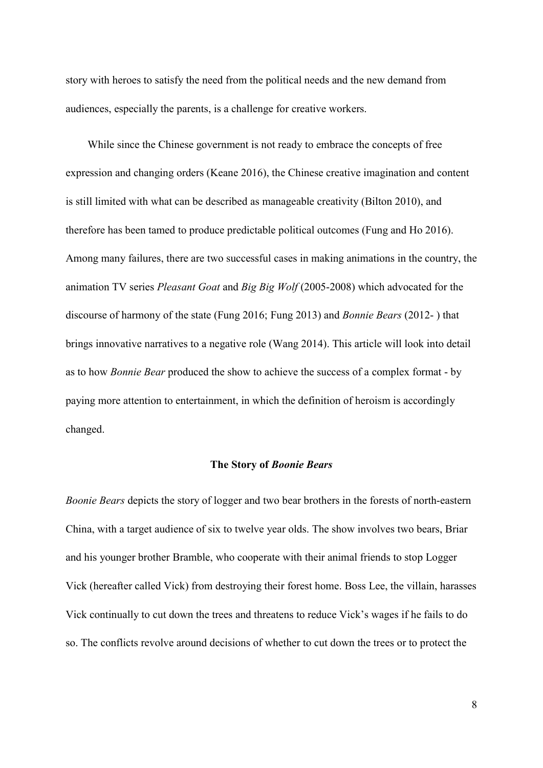story with heroes to satisfy the need from the political needs and the new demand from audiences, especially the parents, is a challenge for creative workers.

While since the Chinese government is not ready to embrace the concepts of free expression and changing orders (Keane 2016), the Chinese creative imagination and content is still limited with what can be described as manageable creativity (Bilton 2010), and therefore has been tamed to produce predictable political outcomes (Fung and Ho 2016). Among many failures, there are two successful cases in making animations in the country, the animation TV series *Pleasant Goat* and *Big Big Wolf* (2005-2008) which advocated for the discourse of harmony of the state (Fung 2016; Fung 2013) and *Bonnie Bears* (2012- ) that brings innovative narratives to a negative role (Wang 2014). This article will look into detail as to how *Bonnie Bear* produced the show to achieve the success of a complex format - by paying more attention to entertainment, in which the definition of heroism is accordingly changed.

## The Story of *Boonie Bears*

*Boonie Bears* depicts the story of logger and two bear brothers in the forests of north-eastern China, with a target audience of six to twelve year olds. The show involves two bears, Briar and his younger brother Bramble, who cooperate with their animal friends to stop Logger Vick (hereafter called Vick) from destroying their forest home. Boss Lee, the villain, harasses Vick continually to cut down the trees and threatens to reduce Vick's wages if he fails to do so. The conflicts revolve around decisions of whether to cut down the trees or to protect the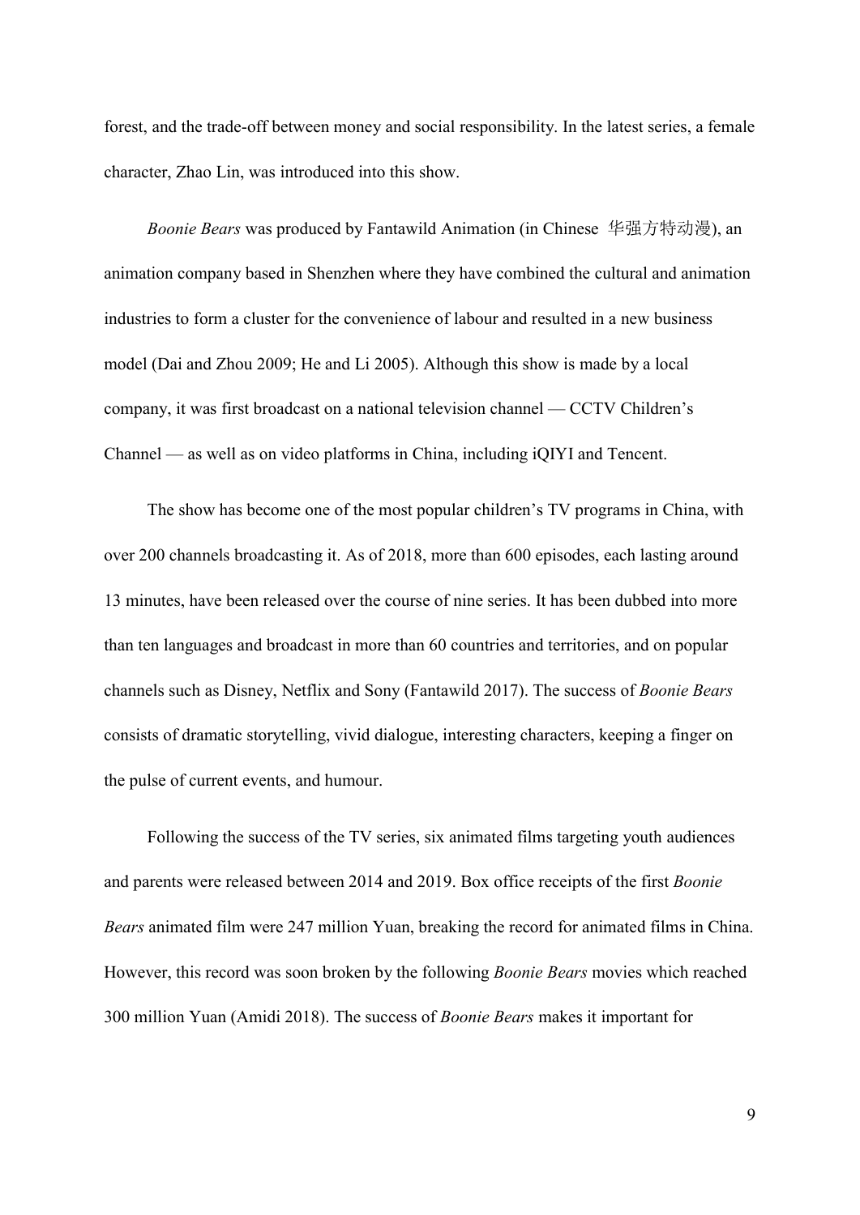forest, and the trade-off between money and social responsibility. In the latest series, a female character, Zhao Lin, was introduced into this show.

*Boonie Bears* was produced by Fantawild Animation (in Chinese 华强方特动漫), an animation company based in Shenzhen where they have combined the cultural and animation industries to form a cluster for the convenience of labour and resulted in a new business model (Dai and Zhou 2009; He and Li 2005). Although this show is made by a local company, it was first broadcast on a national television channel — CCTV Children's Channel — as well as on video platforms in China, including iQIYI and Tencent.

The show has become one of the most popular children's TV programs in China, with over 200 channels broadcasting it. As of 2018, more than 600 episodes, each lasting around 13 minutes, have been released over the course of nine series. It has been dubbed into more than ten languages and broadcast in more than 60 countries and territories, and on popular channels such as Disney, Netflix and Sony (Fantawild 2017). The success of *Boonie Bears* consists of dramatic storytelling, vivid dialogue, interesting characters, keeping a finger on the pulse of current events, and humour.

Following the success of the TV series, six animated films targeting youth audiences and parents were released between 2014 and 2019. Box office receipts of the first *Boonie Bears* animated film were 247 million Yuan, breaking the record for animated films in China. However, this record was soon broken by the following *Boonie Bears* movies which reached 300 million Yuan (Amidi 2018). The success of *Boonie Bears* makes it important for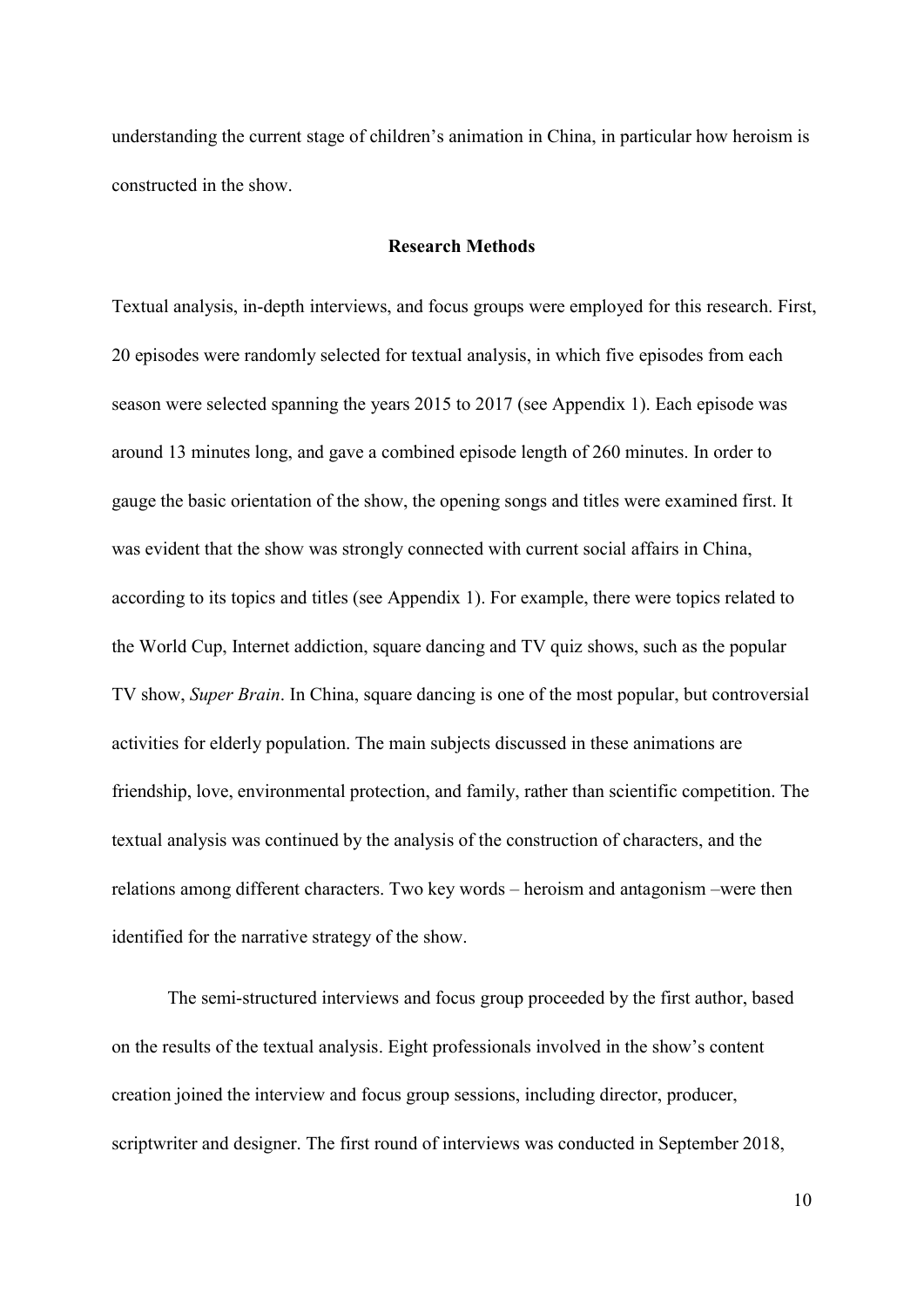understanding the current stage of children's animation in China, in particular how heroism is constructed in the show.

## Research Methods

Textual analysis, in-depth interviews, and focus groups were employed for this research. First, 20 episodes were randomly selected for textual analysis, in which five episodes from each season were selected spanning the years 2015 to 2017 (see Appendix 1). Each episode was around 13 minutes long, and gave a combined episode length of 260 minutes. In order to gauge the basic orientation of the show, the opening songs and titles were examined first. It was evident that the show was strongly connected with current social affairs in China, according to its topics and titles (see Appendix 1). For example, there were topics related to the World Cup, Internet addiction, square dancing and TV quiz shows, such as the popular TV show, *Super Brain*. In China, square dancing is one of the most popular, but controversial activities for elderly population. The main subjects discussed in these animations are friendship, love, environmental protection, and family, rather than scientific competition. The textual analysis was continued by the analysis of the construction of characters, and the relations among different characters. Two key words – heroism and antagonism –were then identified for the narrative strategy of the show.

The semi-structured interviews and focus group proceeded by the first author, based on the results of the textual analysis. Eight professionals involved in the show's content creation joined the interview and focus group sessions, including director, producer, scriptwriter and designer. The first round of interviews was conducted in September 2018,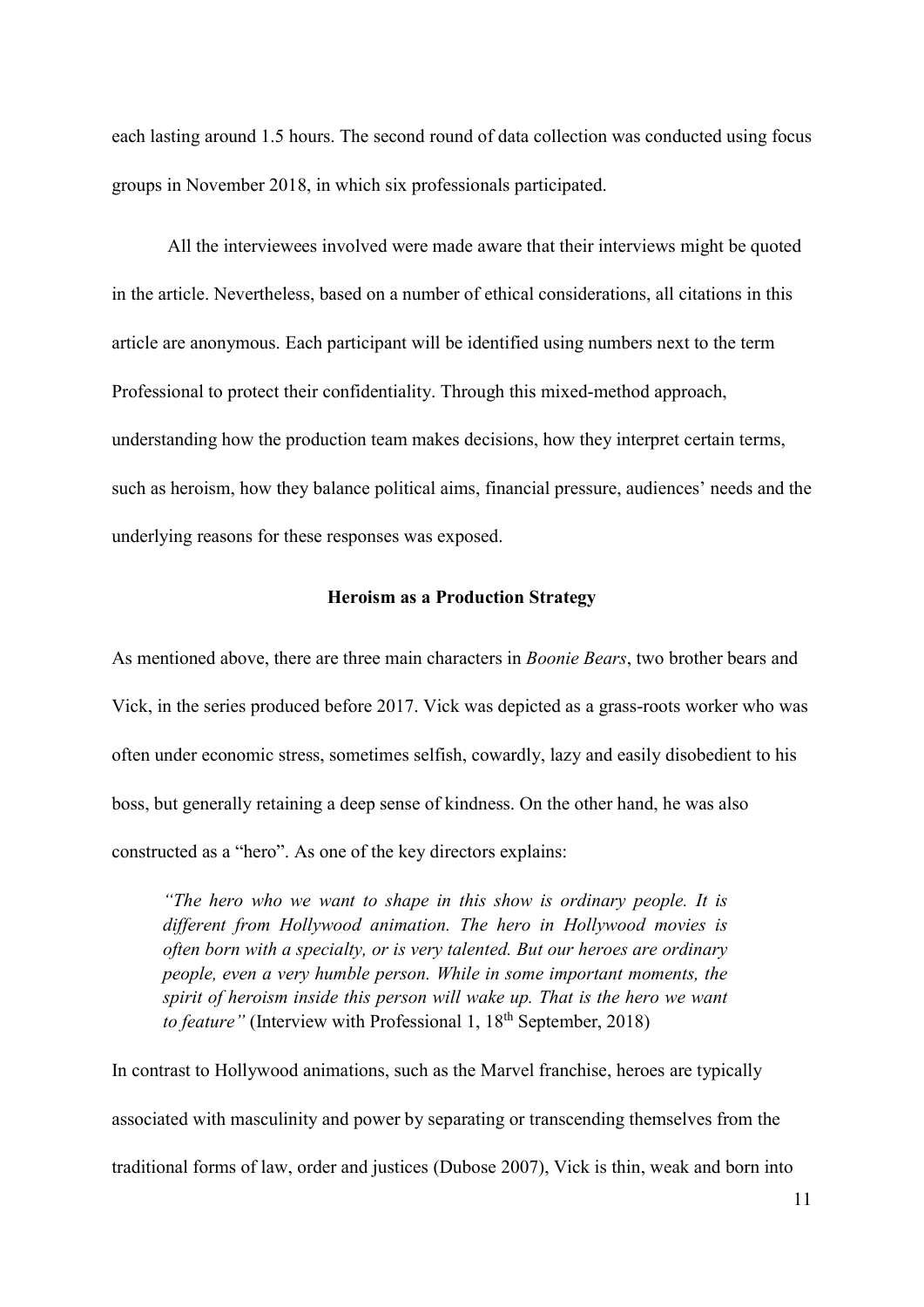each lasting around 1.5 hours. The second round of data collection was conducted using focus groups in November 2018, in which six professionals participated.

All the interviewees involved were made aware that their interviews might be quoted in the article. Nevertheless, based on a number of ethical considerations, all citations in this article are anonymous. Each participant will be identified using numbers next to the term Professional to protect their confidentiality. Through this mixed-method approach, understanding how the production team makes decisions, how they interpret certain terms, such as heroism, how they balance political aims, financial pressure, audiences' needs and the underlying reasons for these responses was exposed.

## Heroism as a Production Strategy

As mentioned above, there are three main characters in *Boonie Bears*, two brother bears and Vick, in the series produced before 2017. Vick was depicted as a grass-roots worker who was often under economic stress, sometimes selfish, cowardly, lazy and easily disobedient to his boss, but generally retaining a deep sense of kindness. On the other hand, he was also constructed as a "hero". As one of the key directors explains:

> *"The hero who we want to shape in this show is ordinary people. It is different from Hollywood animation. The hero in Hollywood movies is often born with a specialty, or is very talented. But our heroes are ordinary people, even a very humble person. While in some important moments, the spirit of heroism inside this person will wake up. That is the hero we want to feature"* (Interview with Professional 1, 18th September, 2018)

In contrast to Hollywood animations, such as the Marvel franchise, heroes are typically associated with masculinity and power by separating or transcending themselves from the traditional forms of law, order and justices (Dubose 2007), Vick is thin, weak and born into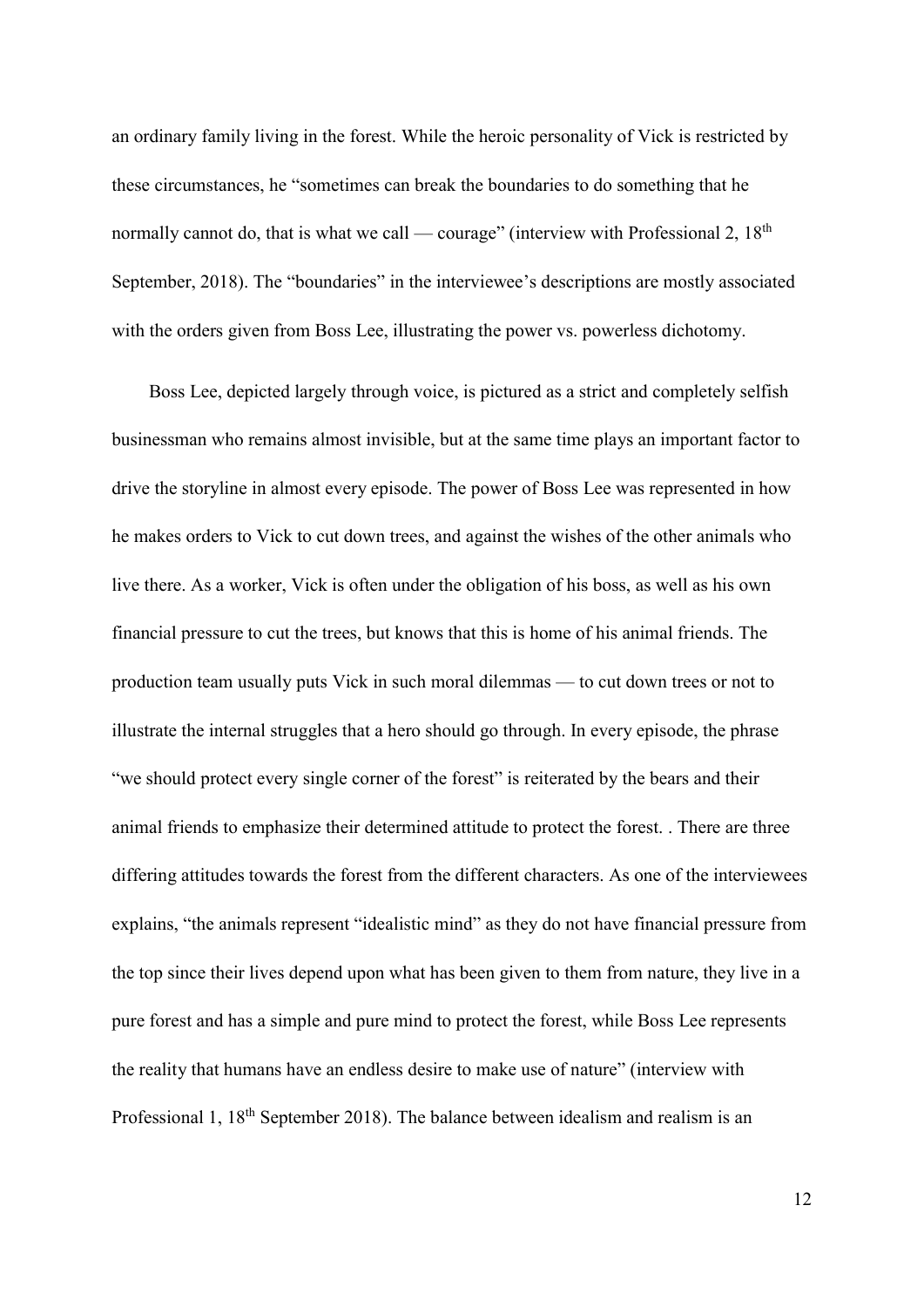an ordinary family living in the forest. While the heroic personality of Vick is restricted by these circumstances, he "sometimes can break the boundaries to do something that he normally cannot do, that is what we call — courage" (interview with Professional 2, 18th September, 2018). The "boundaries" in the interviewee's descriptions are mostly associated with the orders given from Boss Lee, illustrating the power vs. powerless dichotomy.

Boss Lee, depicted largely through voice, is pictured as a strict and completely selfish businessman who remains almost invisible, but at the same time plays an important factor to drive the storyline in almost every episode. The power of Boss Lee was represented in how he makes orders to Vick to cut down trees, and against the wishes of the other animals who live there. As a worker, Vick is often under the obligation of his boss, as well as his own financial pressure to cut the trees, but knows that this is home of his animal friends. The production team usually puts Vick in such moral dilemmas — to cut down trees or not to illustrate the internal struggles that a hero should go through. In every episode, the phrase "we should protect every single corner of the forest" is reiterated by the bears and their animal friends to emphasize their determined attitude to protect the forest. . There are three differing attitudes towards the forest from the different characters. As one of the interviewees explains, "the animals represent "idealistic mind" as they do not have financial pressure from the top since their lives depend upon what has been given to them from nature, they live in a pure forest and has a simple and pure mind to protect the forest, while Boss Lee represents the reality that humans have an endless desire to make use of nature" (interview with Professional 1, 18th September 2018). The balance between idealism and realism is an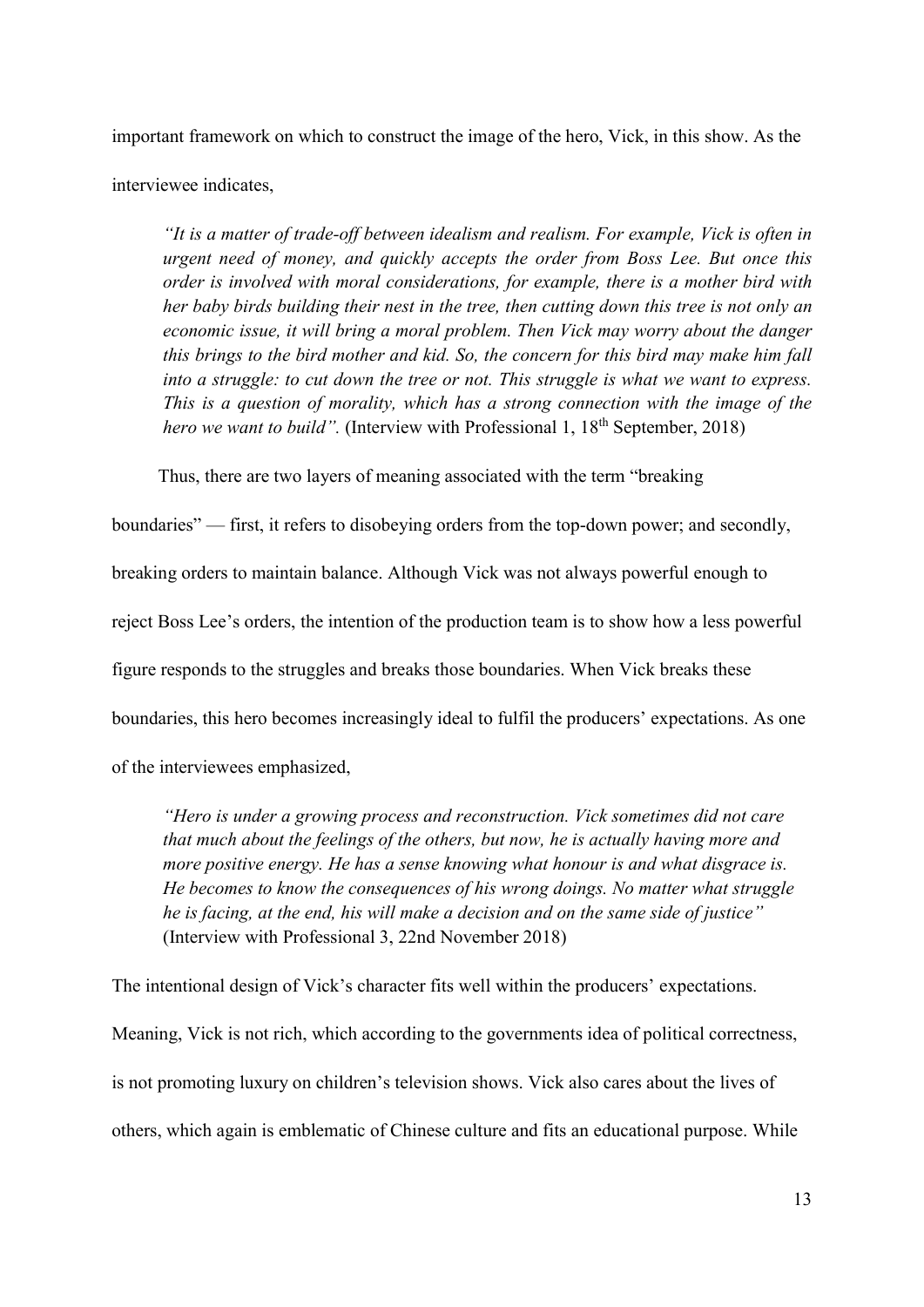important framework on which to construct the image of the hero, Vick, in this show. As the interviewee indicates,

> *"It is a matter of trade-off between idealism and realism. For example, Vick is often in urgent need of money, and quickly accepts the order from Boss Lee. But once this order is involved with moral considerations, for example, there is a mother bird with her baby birds building their nest in the tree, then cutting down this tree is not only an economic issue, it will bring a moral problem. Then Vick may worry about the danger this brings to the bird mother and kid. So, the concern for this bird may make him fall into a struggle: to cut down the tree or not. This struggle is what we want to express. This is a question of morality, which has a strong connection with the image of the hero we want to build".* (Interview with Professional 1, 18th September, 2018)

Thus, there are two layers of meaning associated with the term "breaking boundaries" — first, it refers to disobeying orders from the top-down power; and secondly, breaking orders to maintain balance. Although Vick was not always powerful enough to reject Boss Lee's orders, the intention of the production team is to show how a less powerful figure responds to the struggles and breaks those boundaries. When Vick breaks these boundaries, this hero becomes increasingly ideal to fulfil the producers' expectations. As one of the interviewees emphasized,

> *"Hero is under a growing process and reconstruction. Vick sometimes did not care that much about the feelings of the others, but now, he is actually having more and more positive energy. He has a sense knowing what honour is and what disgrace is. He becomes to know the consequences of his wrong doings. No matter what struggle he is facing, at the end, his will make a decision and on the same side of justice"* (Interview with Professional 3, 22nd November 2018)

The intentional design of Vick's character fits well within the producers' expectations. Meaning, Vick is not rich, which according to the governments idea of political correctness, is not promoting luxury on children's television shows. Vick also cares about the lives of others, which again is emblematic of Chinese culture and fits an educational purpose. While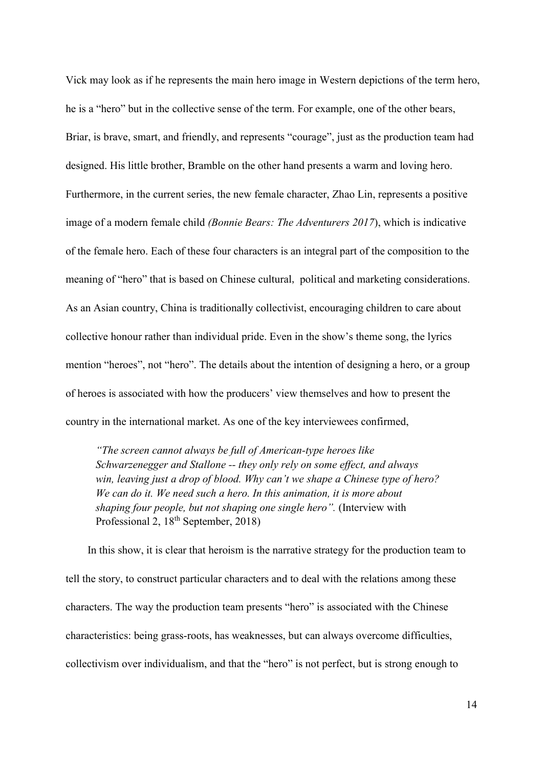Vick may look as if he represents the main hero image in Western depictions of the term hero, he is a "hero" but in the collective sense of the term. For example, one of the other bears, Briar, is brave, smart, and friendly, and represents "courage", just as the production team had designed. His little brother, Bramble on the other hand presents a warm and loving hero. Furthermore, in the current series, the new female character, Zhao Lin, represents a positive image of a modern female child *(Bonnie Bears: The Adventurers 2017*), which is indicative of the female hero. Each of these four characters is an integral part of the composition to the meaning of "hero" that is based on Chinese cultural, political and marketing considerations. As an Asian country, China is traditionally collectivist, encouraging children to care about collective honour rather than individual pride. Even in the show's theme song, the lyrics mention "heroes", not "hero". The details about the intention of designing a hero, or a group of heroes is associated with how the producers' view themselves and how to present the country in the international market. As one of the key interviewees confirmed,

> *"The screen cannot always be full of American-type heroes like Schwarzenegger and Stallone -- they only rely on some effect, and always win, leaving just a drop of blood. Why can't we shape a Chinese type of hero? We can do it. We need such a hero. In this animation, it is more about shaping four people, but not shaping one single hero".* (Interview with Professional 2, 18th September, 2018)

In this show, it is clear that heroism is the narrative strategy for the production team to tell the story, to construct particular characters and to deal with the relations among these characters. The way the production team presents "hero" is associated with the Chinese characteristics: being grass-roots, has weaknesses, but can always overcome difficulties, collectivism over individualism, and that the "hero" is not perfect, but is strong enough to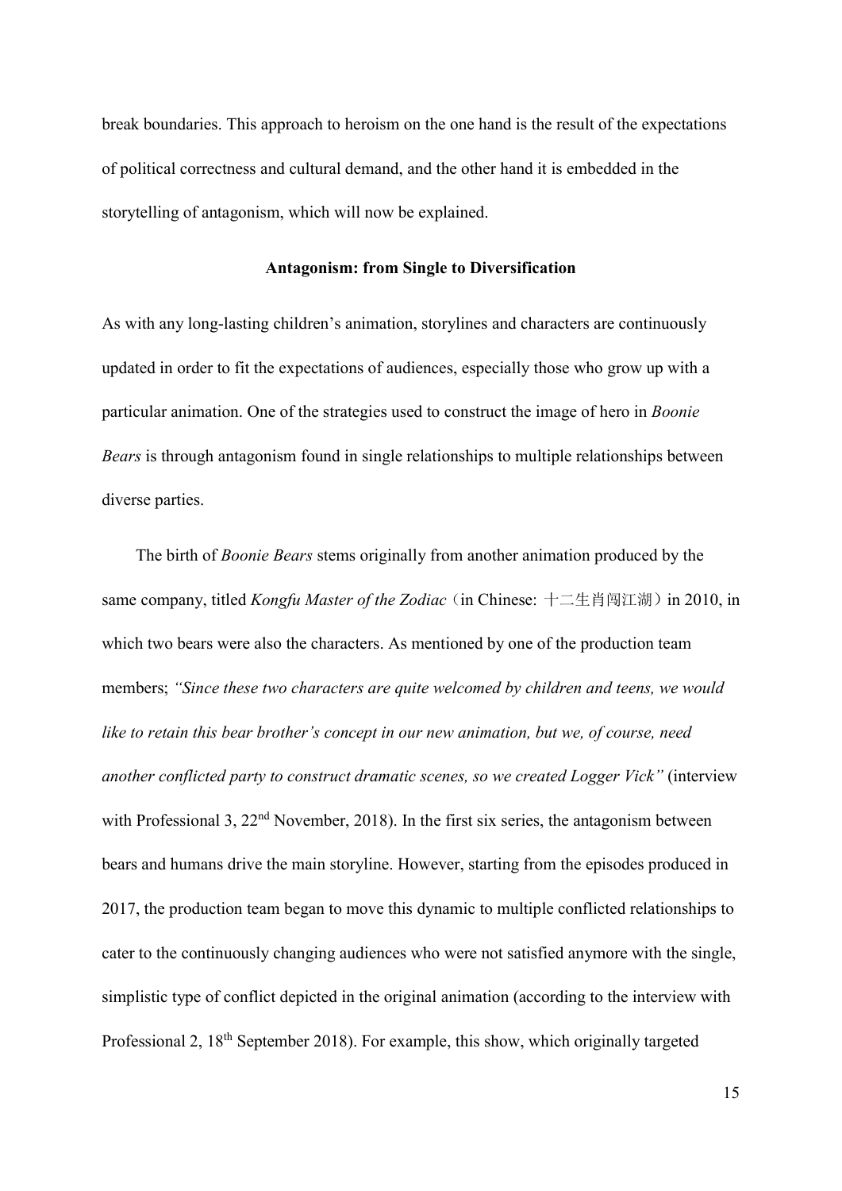break boundaries. This approach to heroism on the one hand is the result of the expectations of political correctness and cultural demand, and the other hand it is embedded in the storytelling of antagonism, which will now be explained.

## Antagonism: from Single to Diversification

As with any long-lasting children's animation, storylines and characters are continuously updated in order to fit the expectations of audiences, especially those who grow up with a particular animation. One of the strategies used to construct the image of hero in *Boonie Bears* is through antagonism found in single relationships to multiple relationships between diverse parties.

The birth of *Boonie Bears* stems originally from another animation produced by the same company, titled *Kongfu Master of the Zodiac*（in Chinese: 十二生肖闯江湖）in 2010, in which two bears were also the characters. As mentioned by one of the production team members; *"Since these two characters are quite welcomed by children and teens, we would like to retain this bear brother's concept in our new animation, but we, of course, need another conflicted party to construct dramatic scenes, so we created Logger Vick"* (interview with Professional 3, 22nd November, 2018). In the first six series, the antagonism between bears and humans drive the main storyline. However, starting from the episodes produced in 2017, the production team began to move this dynamic to multiple conflicted relationships to cater to the continuously changing audiences who were not satisfied anymore with the single, simplistic type of conflict depicted in the original animation (according to the interview with Professional 2, 18th September 2018). For example, this show, which originally targeted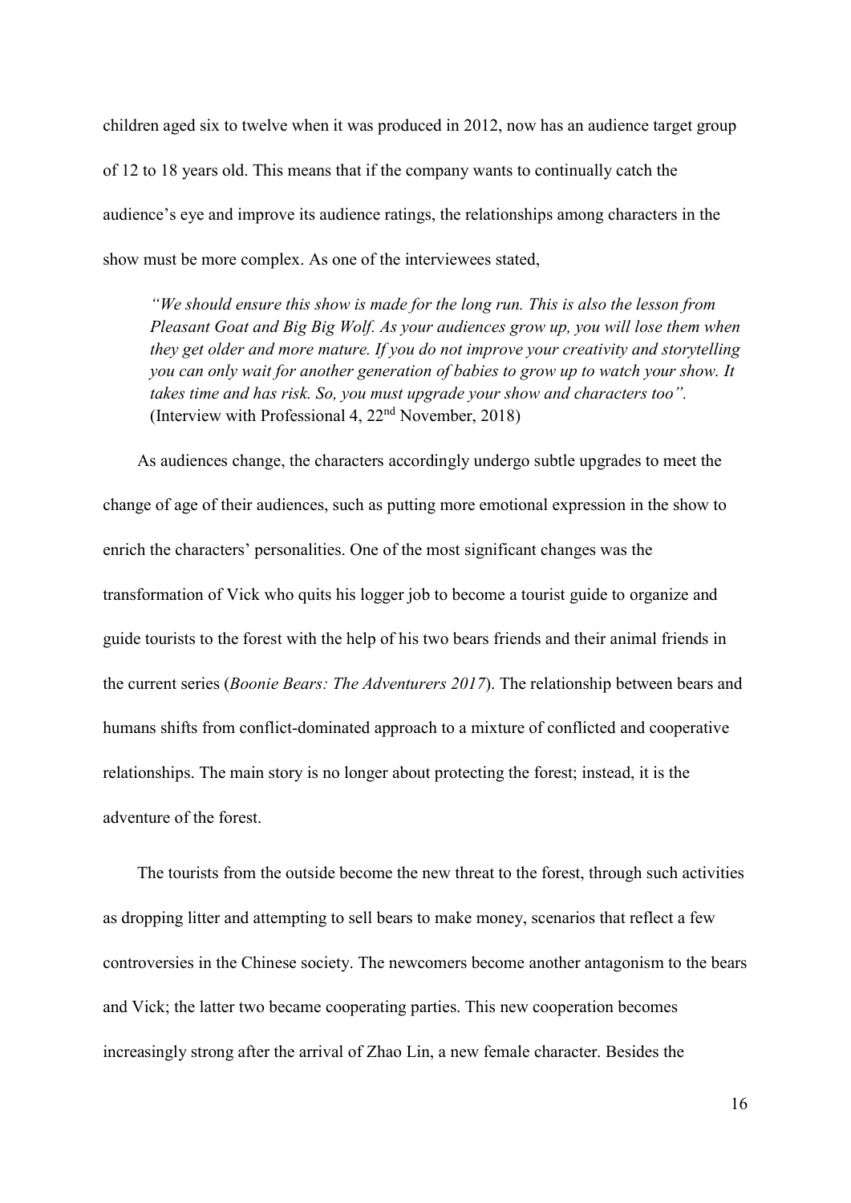children aged six to twelve when it was produced in 2012, now has an audience target group of 12 to 18 years old. This means that if the company wants to continually catch the audience's eye and improve its audience ratings, the relationships among characters in the show must be more complex. As one of the interviewees stated,

> *"We should ensure this show is made for the long run. This is also the lesson from Pleasant Goat and Big Big Wolf. As your audiences grow up, you will lose them when they get older and more mature. If you do not improve your creativity and storytelling you can only wait for another generation of babies to grow up to watch your show. It takes time and has risk. So, you must upgrade your show and characters too".* (Interview with Professional 4, 22nd November, 2018)

As audiences change, the characters accordingly undergo subtle upgrades to meet the change of age of their audiences, such as putting more emotional expression in the show to enrich the characters' personalities. One of the most significant changes was the transformation of Vick who quits his logger job to become a tourist guide to organize and guide tourists to the forest with the help of his two bears friends and their animal friends in the current series (*Boonie Bears: The Adventurers 2017*). The relationship between bears and humans shifts from conflict-dominated approach to a mixture of conflicted and cooperative relationships. The main story is no longer about protecting the forest; instead, it is the adventure of the forest.

The tourists from the outside become the new threat to the forest, through such activities as dropping litter and attempting to sell bears to make money, scenarios that reflect a few controversies in the Chinese society. The newcomers become another antagonism to the bears and Vick; the latter two became cooperating parties. This new cooperation becomes increasingly strong after the arrival of Zhao Lin, a new female character. Besides the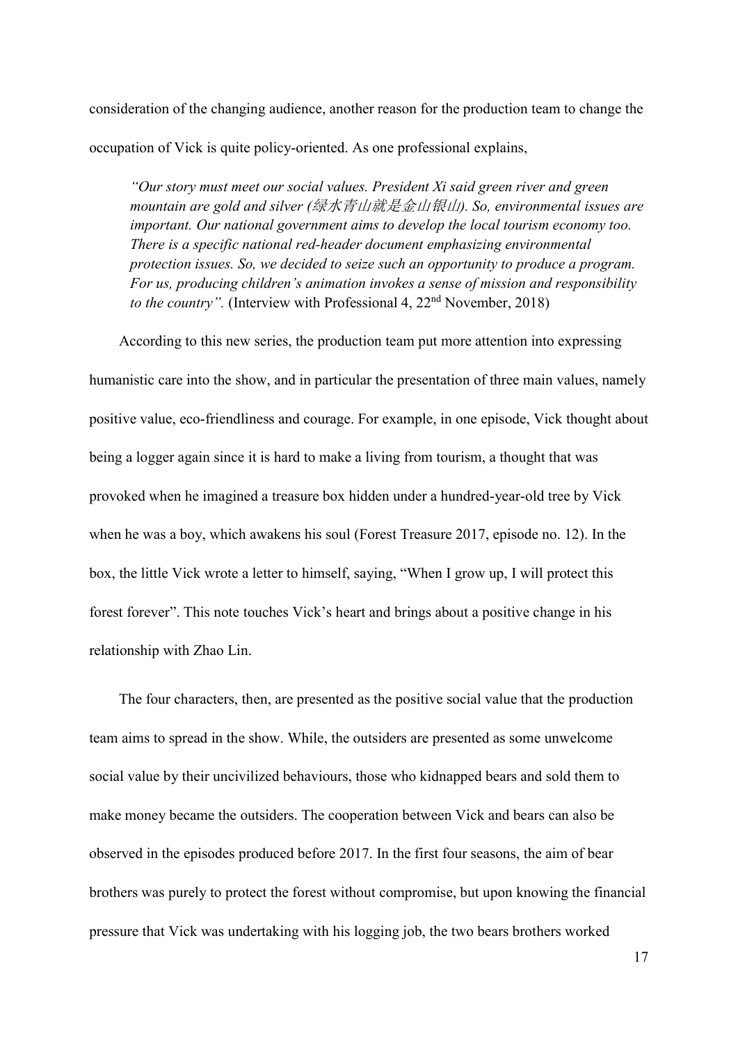consideration of the changing audience, another reason for the production team to change the occupation of Vick is quite policy-oriented. As one professional explains,

> *"Our story must meet our social values. President Xi said green river and green mountain are gold and silver (绿水青山就是金山银山). So, environmental issues are important. Our national government aims to develop the local tourism economy too. There is a specific national red-header document emphasizing environmental protection issues. So, we decided to seize such an opportunity to produce a program. For us, producing children's animation invokes a sense of mission and responsibility to the country".* (Interview with Professional 4, 22nd November, 2018)

According to this new series, the production team put more attention into expressing humanistic care into the show, and in particular the presentation of three main values, namely positive value, eco-friendliness and courage. For example, in one episode, Vick thought about being a logger again since it is hard to make a living from tourism, a thought that was provoked when he imagined a treasure box hidden under a hundred-year-old tree by Vick when he was a boy, which awakens his soul (Forest Treasure 2017, episode no. 12). In the box, the little Vick wrote a letter to himself, saying, "When I grow up, I will protect this forest forever". This note touches Vick's heart and brings about a positive change in his relationship with Zhao Lin.

The four characters, then, are presented as the positive social value that the production team aims to spread in the show. While, the outsiders are presented as some unwelcome social value by their uncivilized behaviours, those who kidnapped bears and sold them to make money became the outsiders. The cooperation between Vick and bears can also be observed in the episodes produced before 2017. In the first four seasons, the aim of bear brothers was purely to protect the forest without compromise, but upon knowing the financial pressure that Vick was undertaking with his logging job, the two bears brothers worked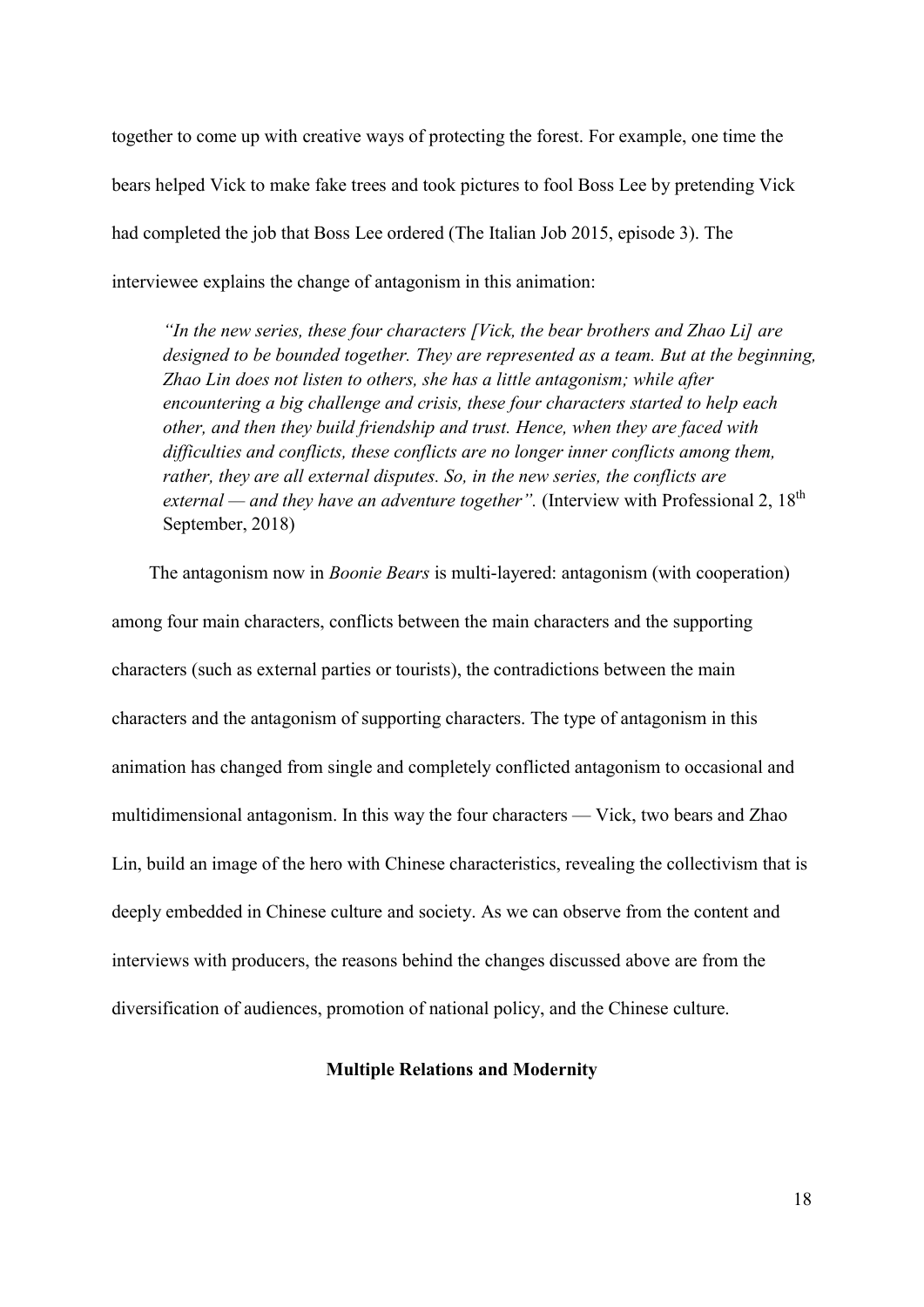together to come up with creative ways of protecting the forest. For example, one time the bears helped Vick to make fake trees and took pictures to fool Boss Lee by pretending Vick had completed the job that Boss Lee ordered (The Italian Job 2015, episode 3). The interviewee explains the change of antagonism in this animation:

> *"In the new series, these four characters [Vick, the bear brothers and Zhao Li] are designed to be bounded together. They are represented as a team. But at the beginning, Zhao Lin does not listen to others, she has a little antagonism; while after encountering a big challenge and crisis, these four characters started to help each other, and then they build friendship and trust. Hence, when they are faced with difficulties and conflicts, these conflicts are no longer inner conflicts among them, rather, they are all external disputes. So, in the new series, the conflicts are external — and they have an adventure together".* (Interview with Professional 2, 18th September, 2018)

The antagonism now in *Boonie Bears* is multi-layered: antagonism (with cooperation) among four main characters, conflicts between the main characters and the supporting characters (such as external parties or tourists), the contradictions between the main characters and the antagonism of supporting characters. The type of antagonism in this animation has changed from single and completely conflicted antagonism to occasional and multidimensional antagonism. In this way the four characters — Vick, two bears and Zhao Lin, build an image of the hero with Chinese characteristics, revealing the collectivism that is deeply embedded in Chinese culture and society. As we can observe from the content and interviews with producers, the reasons behind the changes discussed above are from the diversification of audiences, promotion of national policy, and the Chinese culture.

## Multiple Relations and Modernity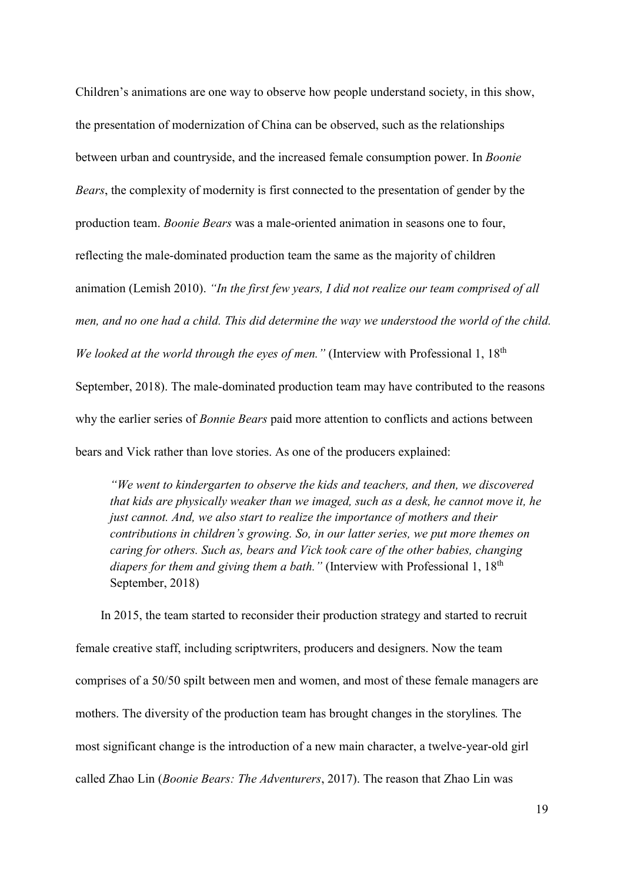Children's animations are one way to observe how people understand society, in this show, the presentation of modernization of China can be observed, such as the relationships between urban and countryside, and the increased female consumption power. In *Boonie Bears*, the complexity of modernity is first connected to the presentation of gender by the production team. *Boonie Bears* was a male-oriented animation in seasons one to four, reflecting the male-dominated production team the same as the majority of children animation (Lemish 2010). *"In the first few years, I did not realize our team comprised of all men, and no one had a child. This did determine the way we understood the world of the child. We looked at the world through the eyes of men."* (Interview with Professional 1, 18th September, 2018). The male-dominated production team may have contributed to the reasons why the earlier series of *Bonnie Bears* paid more attention to conflicts and actions between bears and Vick rather than love stories. As one of the producers explained:

> *"We went to kindergarten to observe the kids and teachers, and then, we discovered that kids are physically weaker than we imaged, such as a desk, he cannot move it, he just cannot. And, we also start to realize the importance of mothers and their contributions in children's growing. So, in our latter series, we put more themes on caring for others. Such as, bears and Vick took care of the other babies, changing diapers for them and giving them a bath."* (Interview with Professional 1, 18th September, 2018)

In 2015, the team started to reconsider their production strategy and started to recruit female creative staff, including scriptwriters, producers and designers. Now the team comprises of a 50/50 spilt between men and women, and most of these female managers are mothers. The diversity of the production team has brought changes in the storylines. The most significant change is the introduction of a new main character, a twelve-year-old girl called Zhao Lin (*Boonie Bears: The Adventurers*, 2017). The reason that Zhao Lin was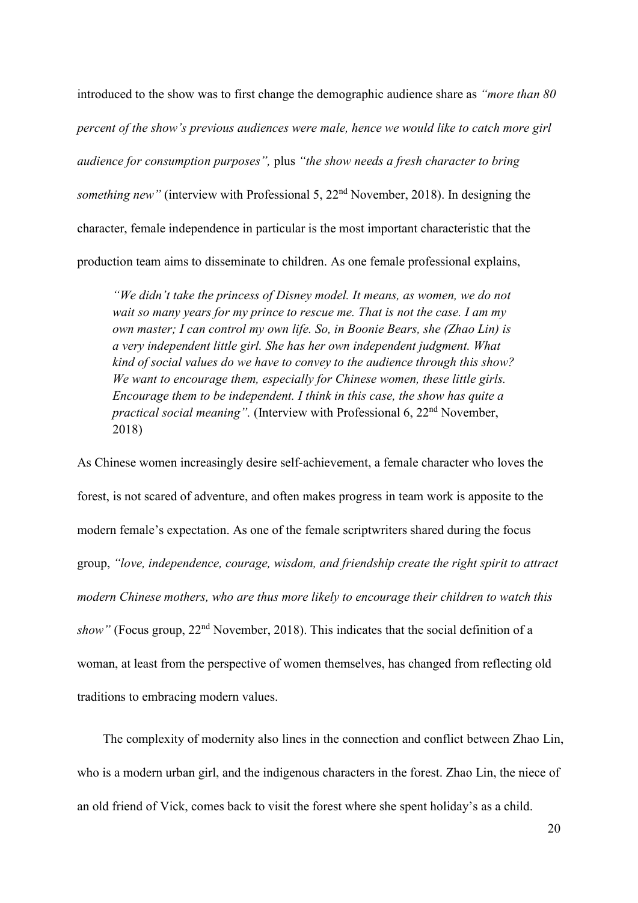introduced to the show was to first change the demographic audience share as *"more than 80 percent of the show's previous audiences were male, hence we would like to catch more girl audience for consumption purposes",* plus *"the show needs a fresh character to bring something new"* (interview with Professional 5, 22nd November, 2018). In designing the character, female independence in particular is the most important characteristic that the production team aims to disseminate to children. As one female professional explains,

> *"We didn't take the princess of Disney model. It means, as women, we do not wait so many years for my prince to rescue me. That is not the case. I am my own master; I can control my own life. So, in Boonie Bears, she (Zhao Lin) is a very independent little girl. She has her own independent judgment. What kind of social values do we have to convey to the audience through this show? We want to encourage them, especially for Chinese women, these little girls. Encourage them to be independent. I think in this case, the show has quite a practical social meaning".* (Interview with Professional 6, 22nd November, 2018)

As Chinese women increasingly desire self-achievement, a female character who loves the forest, is not scared of adventure, and often makes progress in team work is apposite to the modern female's expectation. As one of the female scriptwriters shared during the focus group, *"love, independence, courage, wisdom, and friendship create the right spirit to attract modern Chinese mothers, who are thus more likely to encourage their children to watch this show"* (Focus group, 22nd November, 2018). This indicates that the social definition of a woman, at least from the perspective of women themselves, has changed from reflecting old traditions to embracing modern values.

The complexity of modernity also lines in the connection and conflict between Zhao Lin, who is a modern urban girl, and the indigenous characters in the forest. Zhao Lin, the niece of an old friend of Vick, comes back to visit the forest where she spent holiday's as a child.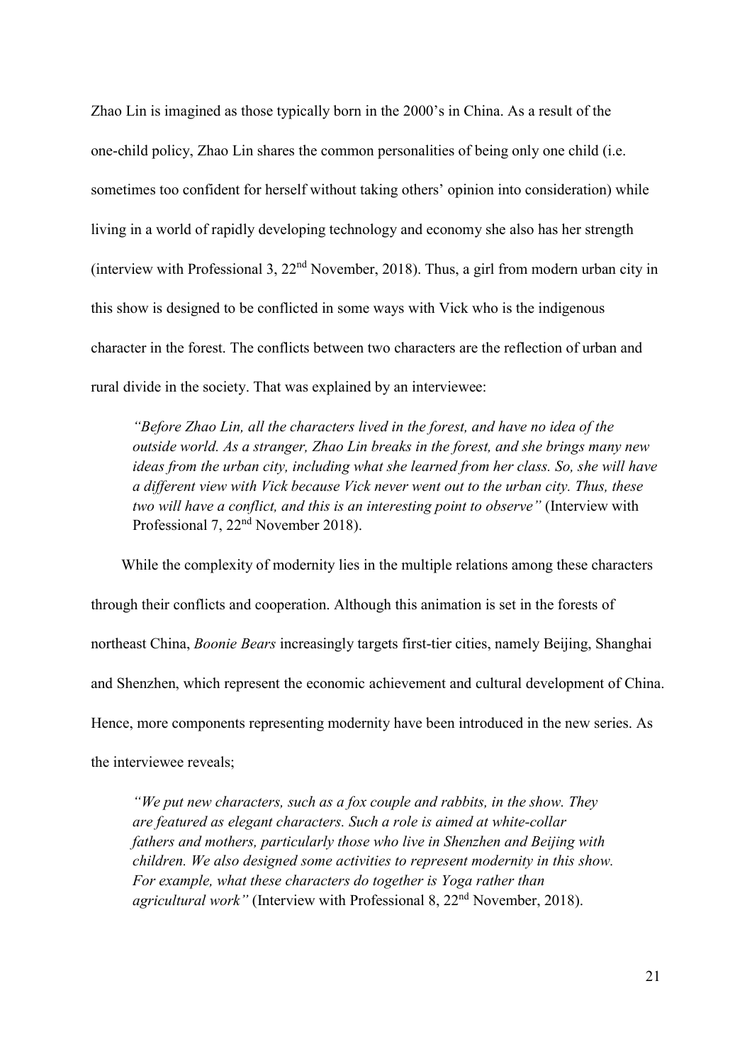Zhao Lin is imagined as those typically born in the 2000's in China. As a result of the one-child policy, Zhao Lin shares the common personalities of being only one child (i.e. sometimes too confident for herself without taking others' opinion into consideration) while living in a world of rapidly developing technology and economy she also has her strength (interview with Professional 3, 22nd November, 2018). Thus, a girl from modern urban city in this show is designed to be conflicted in some ways with Vick who is the indigenous character in the forest. The conflicts between two characters are the reflection of urban and rural divide in the society. That was explained by an interviewee:

> *"Before Zhao Lin, all the characters lived in the forest, and have no idea of the outside world. As a stranger, Zhao Lin breaks in the forest, and she brings many new ideas from the urban city, including what she learned from her class. So, she will have a different view with Vick because Vick never went out to the urban city. Thus, these two will have a conflict, and this is an interesting point to observe"* (Interview with Professional 7, 22nd November 2018).

While the complexity of modernity lies in the multiple relations among these characters through their conflicts and cooperation. Although this animation is set in the forests of northeast China, *Boonie Bears* increasingly targets first-tier cities, namely Beijing, Shanghai and Shenzhen, which represent the economic achievement and cultural development of China. Hence, more components representing modernity have been introduced in the new series. As the interviewee reveals;

> *"We put new characters, such as a fox couple and rabbits, in the show. They are featured as elegant characters. Such a role is aimed at white-collar fathers and mothers, particularly those who live in Shenzhen and Beijing with children. We also designed some activities to represent modernity in this show. For example, what these characters do together is Yoga rather than agricultural work"* (Interview with Professional 8, 22nd November, 2018).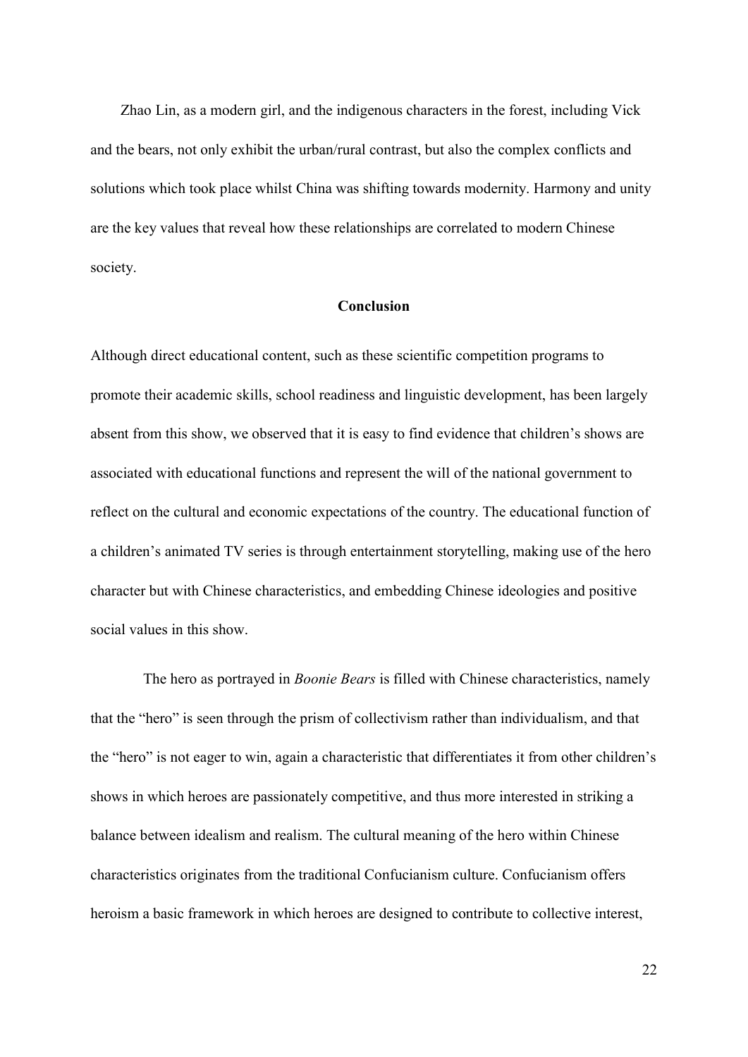Zhao Lin, as a modern girl, and the indigenous characters in the forest, including Vick and the bears, not only exhibit the urban/rural contrast, but also the complex conflicts and solutions which took place whilst China was shifting towards modernity. Harmony and unity are the key values that reveal how these relationships are correlated to modern Chinese society.

## Conclusion

Although direct educational content, such as these scientific competition programs to promote their academic skills, school readiness and linguistic development, has been largely absent from this show, we observed that it is easy to find evidence that children's shows are associated with educational functions and represent the will of the national government to reflect on the cultural and economic expectations of the country. The educational function of a children's animated TV series is through entertainment storytelling, making use of the hero character but with Chinese characteristics, and embedding Chinese ideologies and positive social values in this show.

The hero as portrayed in *Boonie Bears* is filled with Chinese characteristics, namely that the "hero" is seen through the prism of collectivism rather than individualism, and that the "hero" is not eager to win, again a characteristic that differentiates it from other children's shows in which heroes are passionately competitive, and thus more interested in striking a balance between idealism and realism. The cultural meaning of the hero within Chinese characteristics originates from the traditional Confucianism culture. Confucianism offers heroism a basic framework in which heroes are designed to contribute to collective interest,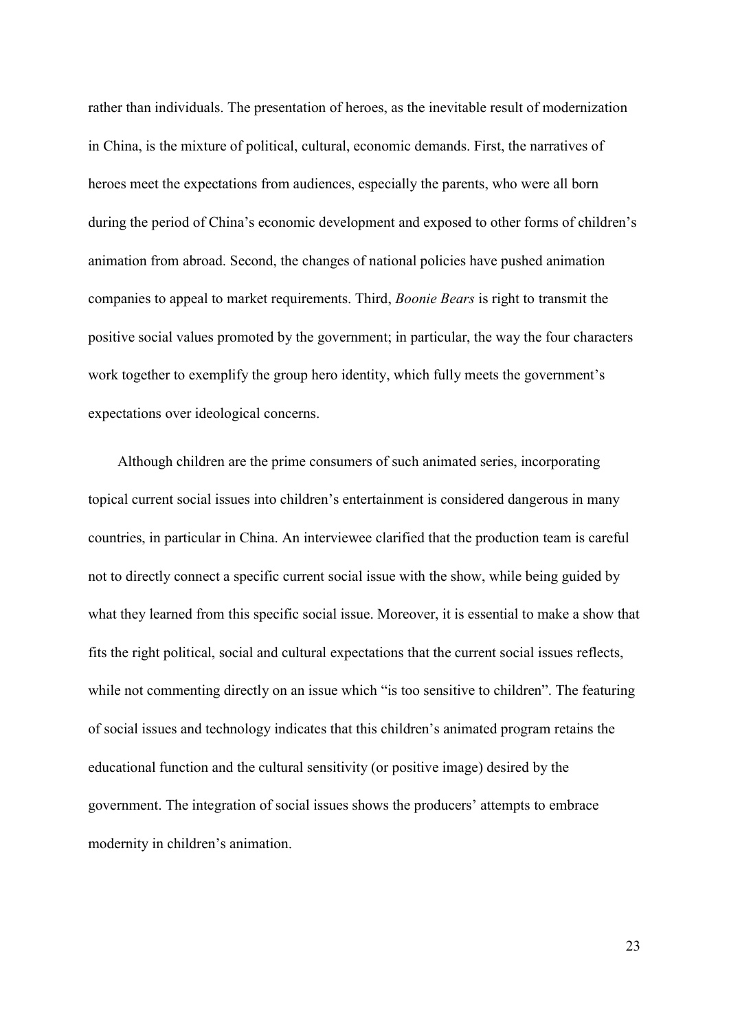rather than individuals. The presentation of heroes, as the inevitable result of modernization in China, is the mixture of political, cultural, economic demands. First, the narratives of heroes meet the expectations from audiences, especially the parents, who were all born during the period of China's economic development and exposed to other forms of children's animation from abroad. Second, the changes of national policies have pushed animation companies to appeal to market requirements. Third, *Boonie Bears* is right to transmit the positive social values promoted by the government; in particular, the way the four characters work together to exemplify the group hero identity, which fully meets the government's expectations over ideological concerns.

Although children are the prime consumers of such animated series, incorporating topical current social issues into children's entertainment is considered dangerous in many countries, in particular in China. An interviewee clarified that the production team is careful not to directly connect a specific current social issue with the show, while being guided by what they learned from this specific social issue. Moreover, it is essential to make a show that fits the right political, social and cultural expectations that the current social issues reflects, while not commenting directly on an issue which "is too sensitive to children". The featuring of social issues and technology indicates that this children's animated program retains the educational function and the cultural sensitivity (or positive image) desired by the government. The integration of social issues shows the producers' attempts to embrace modernity in children's animation.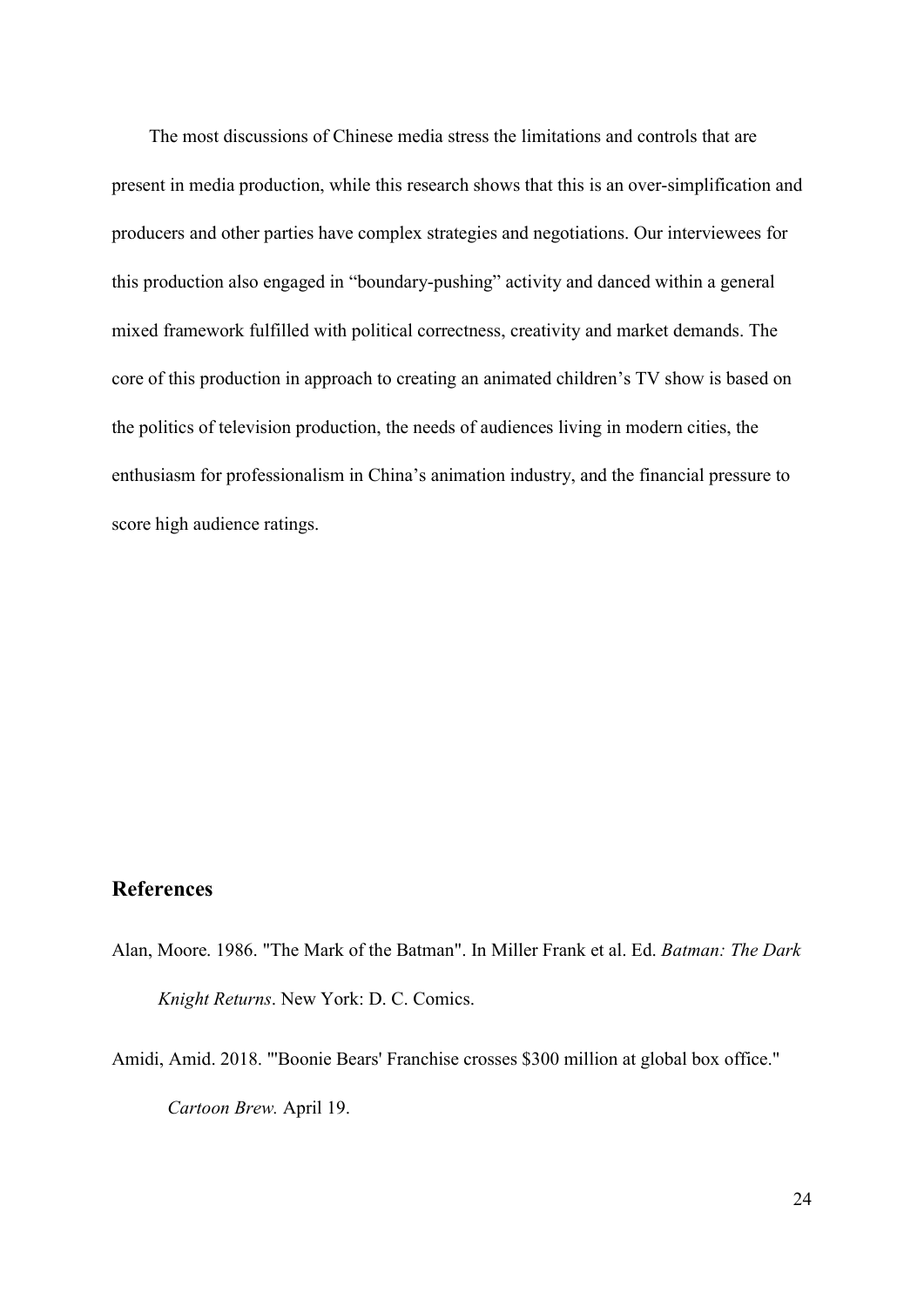The most discussions of Chinese media stress the limitations and controls that are present in media production, while this research shows that this is an over-simplification and producers and other parties have complex strategies and negotiations. Our interviewees for this production also engaged in "boundary-pushing" activity and danced within a general mixed framework fulfilled with political correctness, creativity and market demands. The core of this production in approach to creating an animated children's TV show is based on the politics of television production, the needs of audiences living in modern cities, the enthusiasm for professionalism in China's animation industry, and the financial pressure to score high audience ratings.

## References

Alan, Moore. 1986. "The Mark of the Batman". In Miller Frank et al. Ed. *Batman: The Dark Knight Returns*. New York: D. C. Comics.

Amidi, Amid. 2018. "'Boonie Bears' Franchise crosses $300 million at global box office." *Cartoon Brew.* April 19.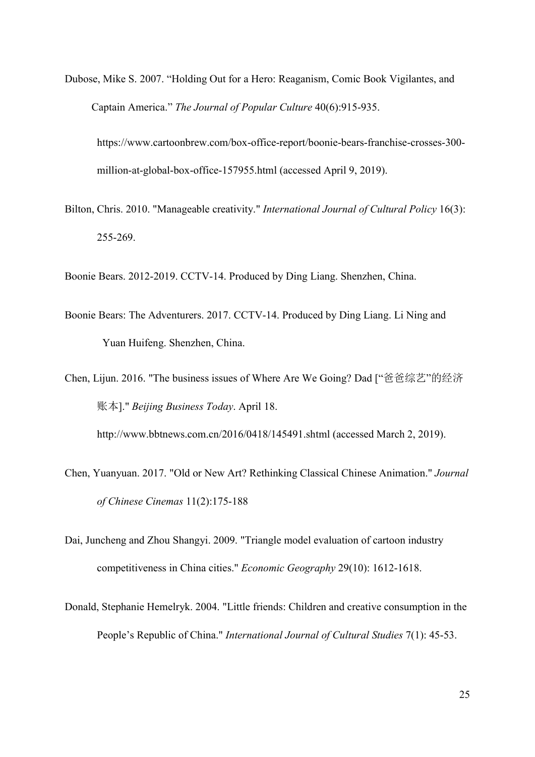Dubose, Mike S. 2007. "Holding Out for a Hero: Reaganism, Comic Book Vigilantes, and Captain America." *The Journal of Popular Culture* 40(6):915-935.

https://www.cartoonbrew.com/box-office-report/boonie-bears-franchise-crosses-300-million-at-global-box-office-157955.html (accessed April 9, 2019).

Bilton, Chris. 2010. "Manageable creativity." *International Journal of Cultural Policy* 16(3): 255-269.

Boonie Bears. 2012-2019. CCTV-14. Produced by Ding Liang. Shenzhen, China.

Boonie Bears: The Adventurers. 2017. CCTV-14. Produced by Ding Liang. Li Ning and Yuan Huifeng. Shenzhen, China.

Chen, Lijun. 2016. "The business issues of Where Are We Going? Dad ["爸爸综艺"的经济账本]." *Beijing Business Today*. April 18. http://www.bbtnews.com.cn/2016/0418/145491.shtml (accessed March 2, 2019).

Chen, Yuanyuan. 2017. "Old or New Art? Rethinking Classical Chinese Animation." *Journal of Chinese Cinemas* 11(2):175-188

Dai, Juncheng and Zhou Shangyi. 2009. "Triangle model evaluation of cartoon industry competitiveness in China cities." *Economic Geography* 29(10): 1612-1618.

Donald, Stephanie Hemelryk. 2004. "Little friends: Children and creative consumption in the People's Republic of China." *International Journal of Cultural Studies* 7(1): 45-53.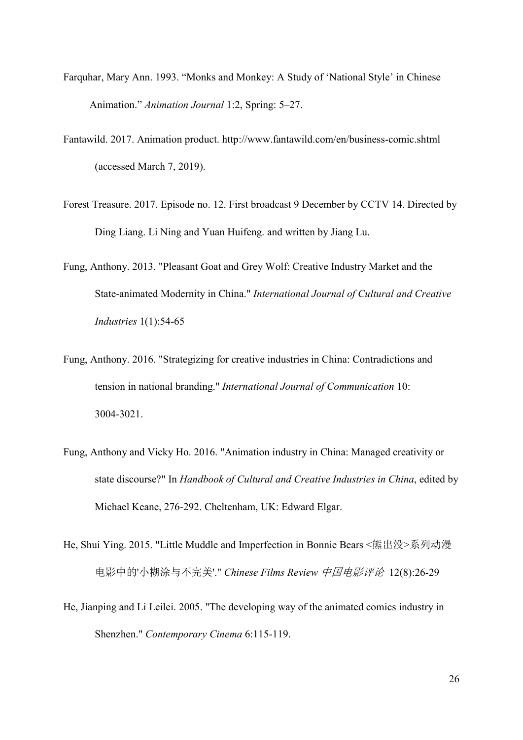Farquhar, Mary Ann. 1993. “Monks and Monkey: A Study of ‘National Style’ in Chinese Animation.” *Animation Journal* 1:2, Spring: 5–27.

Fantawild. 2017. Animation product. http://www.fantawild.com/en/business-comic.shtml (accessed March 7, 2019).

Forest Treasure. 2017. Episode no. 12. First broadcast 9 December by CCTV 14. Directed by Ding Liang. Li Ning and Yuan Huifeng. and written by Jiang Lu.

Fung, Anthony. 2013. "Pleasant Goat and Grey Wolf: Creative Industry Market and the State-animated Modernity in China." *International Journal of Cultural and Creative Industries* 1(1):54-65

Fung, Anthony. 2016. "Strategizing for creative industries in China: Contradictions and tension in national branding." *International Journal of Communication* 10: 3004-3021.

Fung, Anthony and Vicky Ho. 2016. "Animation industry in China: Managed creativity or state discourse?" In *Handbook of Cultural and Creative Industries in China*, edited by Michael Keane, 276-292. Cheltenham, UK: Edward Elgar.

He, Shui Ying. 2015. "Little Muddle and Imperfection in Bonnie Bears <熊出没>系列动漫电影中的'小糊涂与不完美'." *Chinese Films Review 中国电影评论* 12(8):26-29

He, Jianping and Li Leilei. 2005. "The developing way of the animated comics industry in Shenzhen." *Contemporary Cinema* 6:115-119.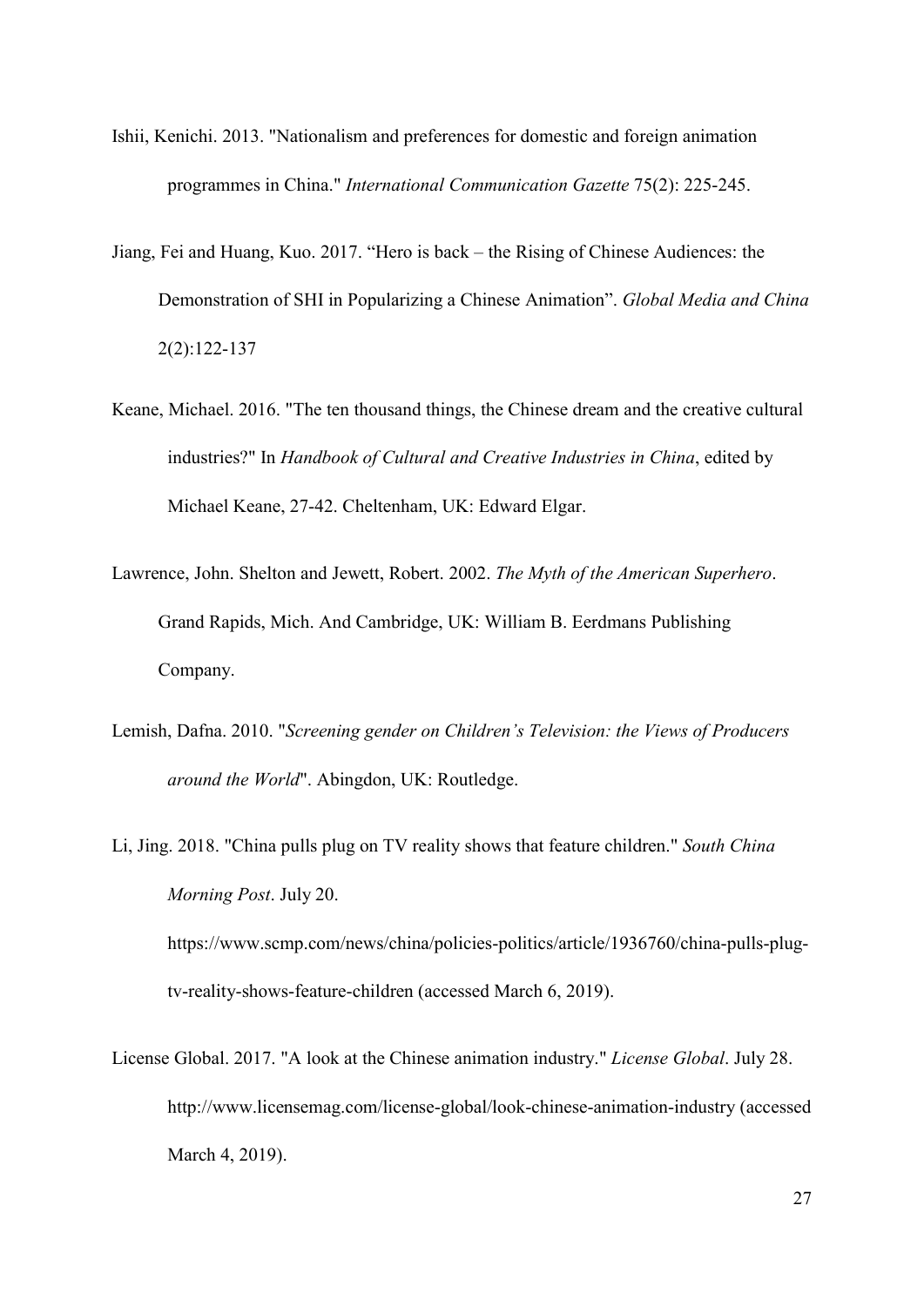Ishii, Kenichi. 2013. "Nationalism and preferences for domestic and foreign animation programmes in China." *International Communication Gazette* 75(2): 225-245.

Jiang, Fei and Huang, Kuo. 2017. "Hero is back – the Rising of Chinese Audiences: the Demonstration of SHI in Popularizing a Chinese Animation". *Global Media and China* 2(2):122-137

Keane, Michael. 2016. "The ten thousand things, the Chinese dream and the creative cultural industries?" In *Handbook of Cultural and Creative Industries in China*, edited by Michael Keane, 27-42. Cheltenham, UK: Edward Elgar.

Lawrence, John. Shelton and Jewett, Robert. 2002. *The Myth of the American Superhero*. Grand Rapids, Mich. And Cambridge, UK: William B. Eerdmans Publishing Company.

Lemish, Dafna. 2010. "*Screening gender on Children's Television: the Views of Producers around the World*". Abingdon, UK: Routledge.

Li, Jing. 2018. "China pulls plug on TV reality shows that feature children." *South China Morning Post*. July 20. https://www.scmp.com/news/china/policies-politics/article/1936760/china-pulls-plug-tv-reality-shows-feature-children (accessed March 6, 2019).

License Global. 2017. "A look at the Chinese animation industry." *License Global*. July 28. http://www.licensemag.com/license-global/look-chinese-animation-industry (accessed March 4, 2019).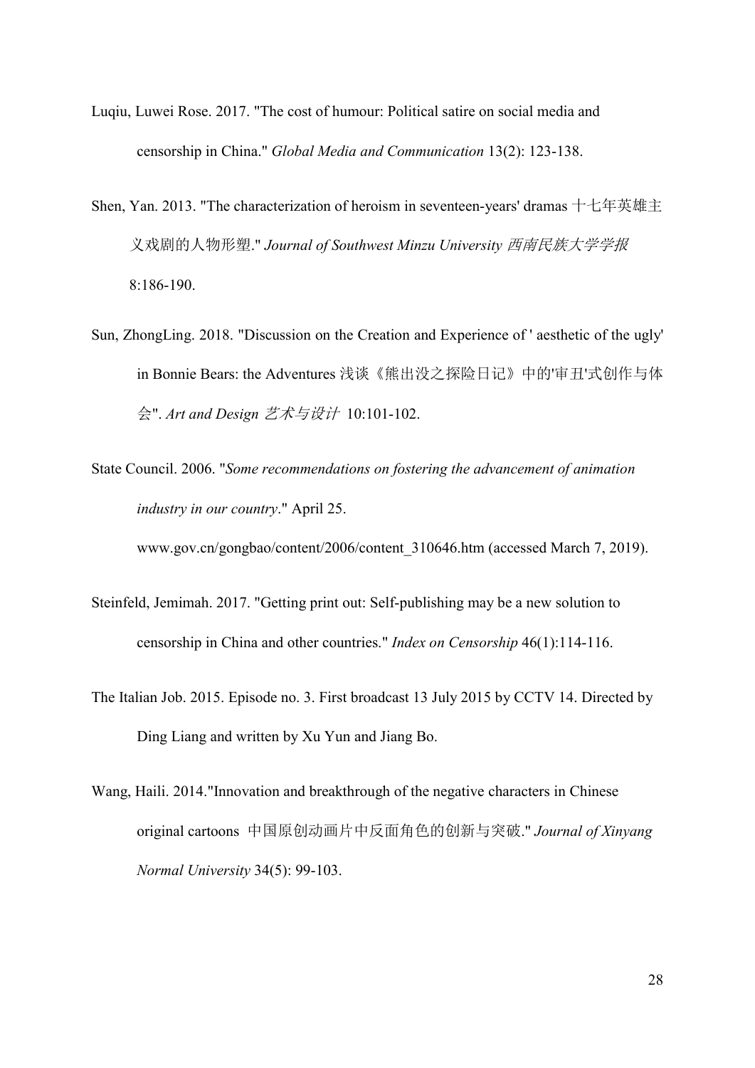Luqiu, Luwei Rose. 2017. "The cost of humour: Political satire on social media and censorship in China." *Global Media and Communication* 13(2): 123-138.

Shen, Yan. 2013. "The characterization of heroism in seventeen-years' dramas 十七年英雄主义戏剧的人物形塑." *Journal of Southwest Minzu University 西南民族大学学报* 8:186-190.

Sun, ZhongLing. 2018. "Discussion on the Creation and Experience of ' aesthetic of the ugly' in Bonnie Bears: the Adventures 浅谈《熊出没之探险日记》中的'审丑'式创作与体会". *Art and Design 艺术与设计* 10:101-102.

State Council. 2006. "*Some recommendations on fostering the advancement of animation industry in our country*." April 25. www.gov.cn/gongbao/content/2006/content_310646.htm (accessed March 7, 2019).

Steinfeld, Jemimah. 2017. "Getting print out: Self-publishing may be a new solution to censorship in China and other countries." *Index on Censorship* 46(1):114-116.

The Italian Job. 2015. Episode no. 3. First broadcast 13 July 2015 by CCTV 14. Directed by Ding Liang and written by Xu Yun and Jiang Bo.

Wang, Haili. 2014."Innovation and breakthrough of the negative characters in Chinese original cartoons 中国原创动画片中反面角色的创新与突破." *Journal of Xinyang Normal University* 34(5): 99-103.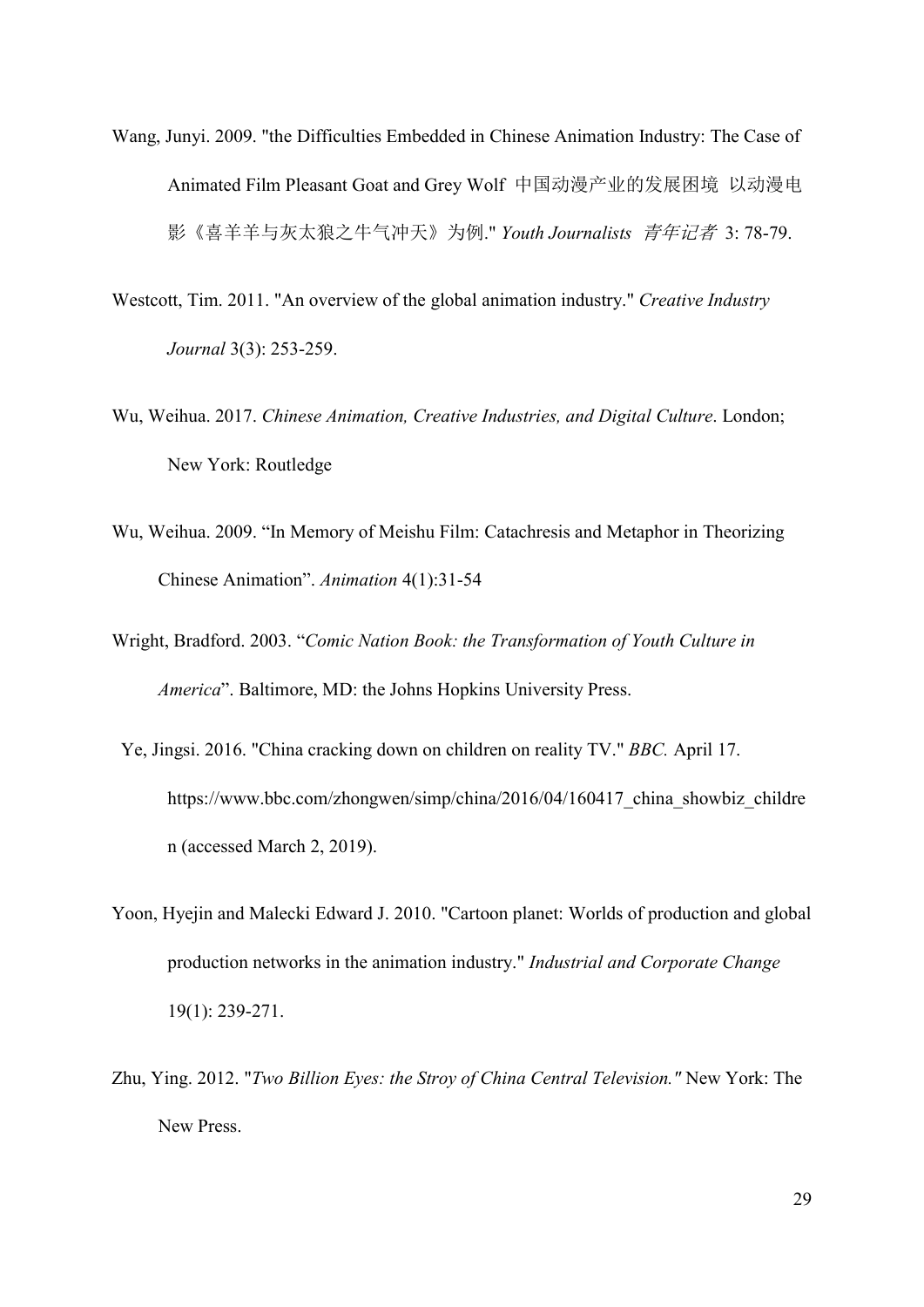Wang, Junyi. 2009. "the Difficulties Embedded in Chinese Animation Industry: The Case of Animated Film Pleasant Goat and Grey Wolf 中国动漫产业的发展困境 以动漫电影《喜羊羊与灰太狼之牛气冲天》为例." *Youth Journalists 青年记者* 3: 78-79.

Westcott, Tim. 2011. "An overview of the global animation industry." *Creative Industry Journal* 3(3): 253-259.

Wu, Weihua. 2017. *Chinese Animation, Creative Industries, and Digital Culture*. London; New York: Routledge

Wu, Weihua. 2009. "In Memory of Meishu Film: Catachresis and Metaphor in Theorizing Chinese Animation". *Animation* 4(1):31-54

Wright, Bradford. 2003. "*Comic Nation Book: the Transformation of Youth Culture in America*". Baltimore, MD: the Johns Hopkins University Press.

Ye, Jingsi. 2016. "China cracking down on children on reality TV." *BBC.* April 17. https://www.bbc.com/zhongwen/simp/china/2016/04/160417_china_showbiz_children (accessed March 2, 2019).

Yoon, Hyejin and Malecki Edward J. 2010. "Cartoon planet: Worlds of production and global production networks in the animation industry." *Industrial and Corporate Change* 19(1): 239-271.

Zhu, Ying. 2012. "*Two Billion Eyes: the Stroy of China Central Television.*" New York: The New Press.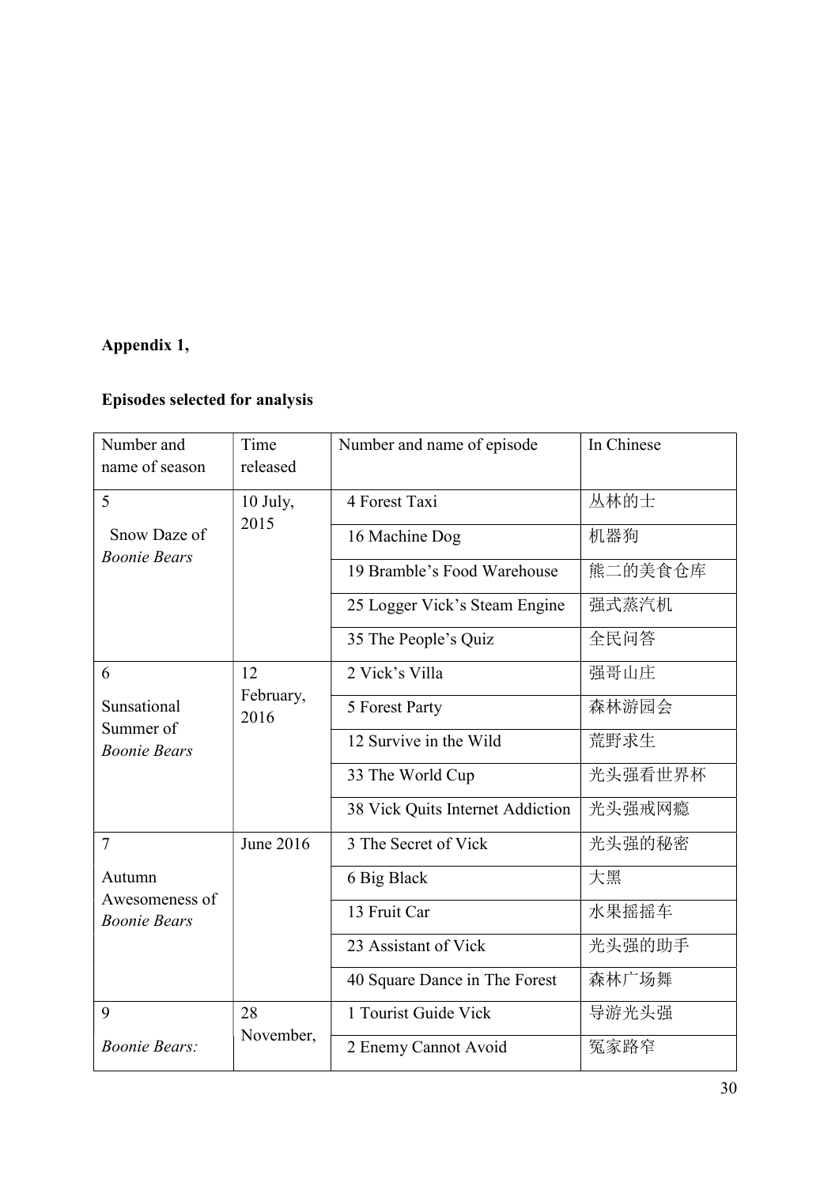**Appendix 1,**

**Episodes selected for analysis**

| Number and name of season | Time released | Number and name of episode | In Chinese |
|---|---|---|---|
| 5 Snow Daze of *Boonie Bears* | 10 July, 2015 | 4 Forest Taxi | 丛林的士 |
| | | 16 Machine Dog | 机器狗 |
| | | 19 Bramble's Food Warehouse | 熊二的美食仓库 |
| | | 25 Logger Vick's Steam Engine | 强式蒸汽机 |
| | | 35 The People's Quiz | 全民问答 |
| 6 Sunsational Summer of *Boonie Bears* | 12 February, 2016 | 2 Vick's Villa | 强哥山庄 |
| | | 5 Forest Party | 森林游园会 |
| | | 12 Survive in the Wild | 荒野求生 |
| | | 33 The World Cup | 光头强看世界杯 |
| | | 38 Vick Quits Internet Addiction | 光头强戒网瘾 |
| 7 Autumn Awesomeness of *Boonie Bears* | June 2016 | 3 The Secret of Vick | 光头强的秘密 |
| | | 6 Big Black | 大黑 |
| | | 13 Fruit Car | 水果摇摇车 |
| | | 23 Assistant of Vick | 光头强的助手 |
| | | 40 Square Dance in The Forest | 森林广场舞 |
| 9 *Boonie Bears:* | 28 November, | 1 Tourist Guide Vick | 导游光头强 |
| | | 2 Enemy Cannot Avoid | 冤家路窄 |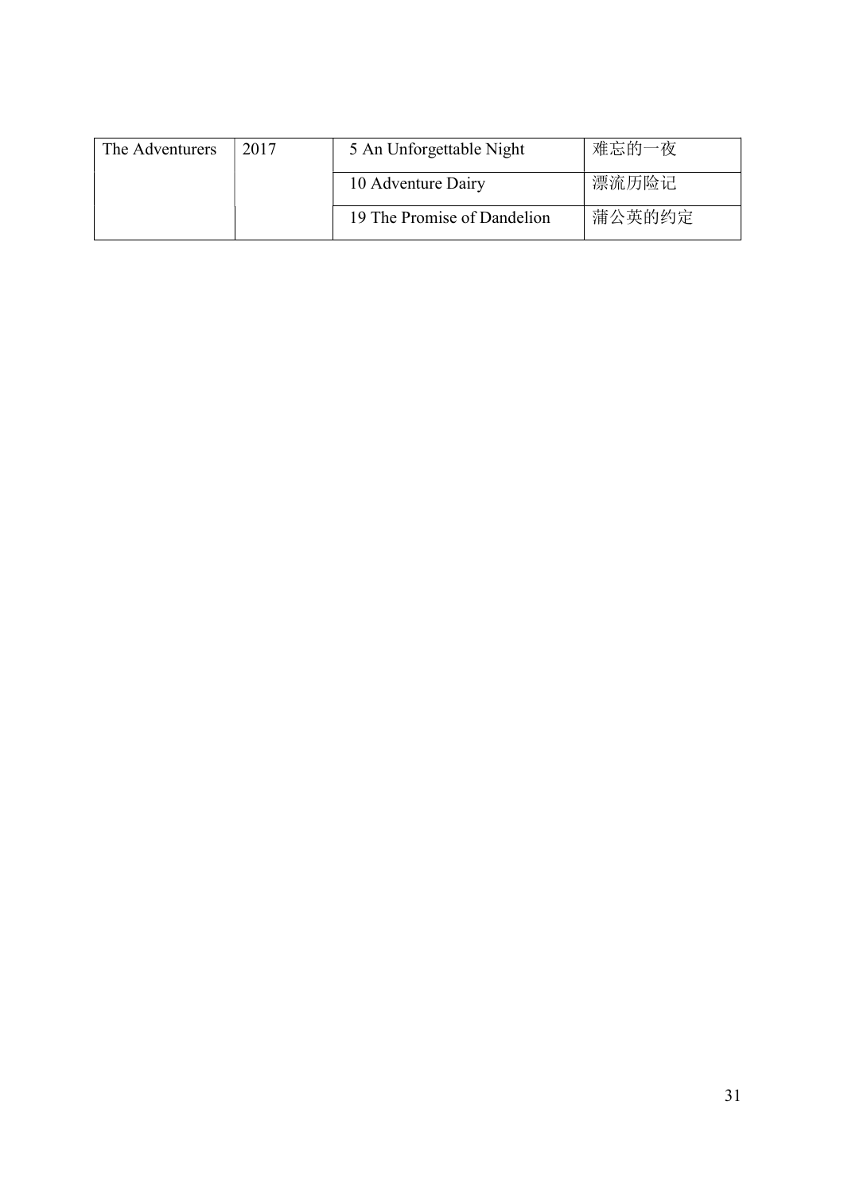| | | | |
|---|---|---|---|
| The Adventurers | 2017 | 5 An Unforgettable Night | 难忘的一夜 |
| | | 10 Adventure Dairy | 漂流历险记 |
| | | 19 The Promise of Dandelion | 蒲公英的约定 |